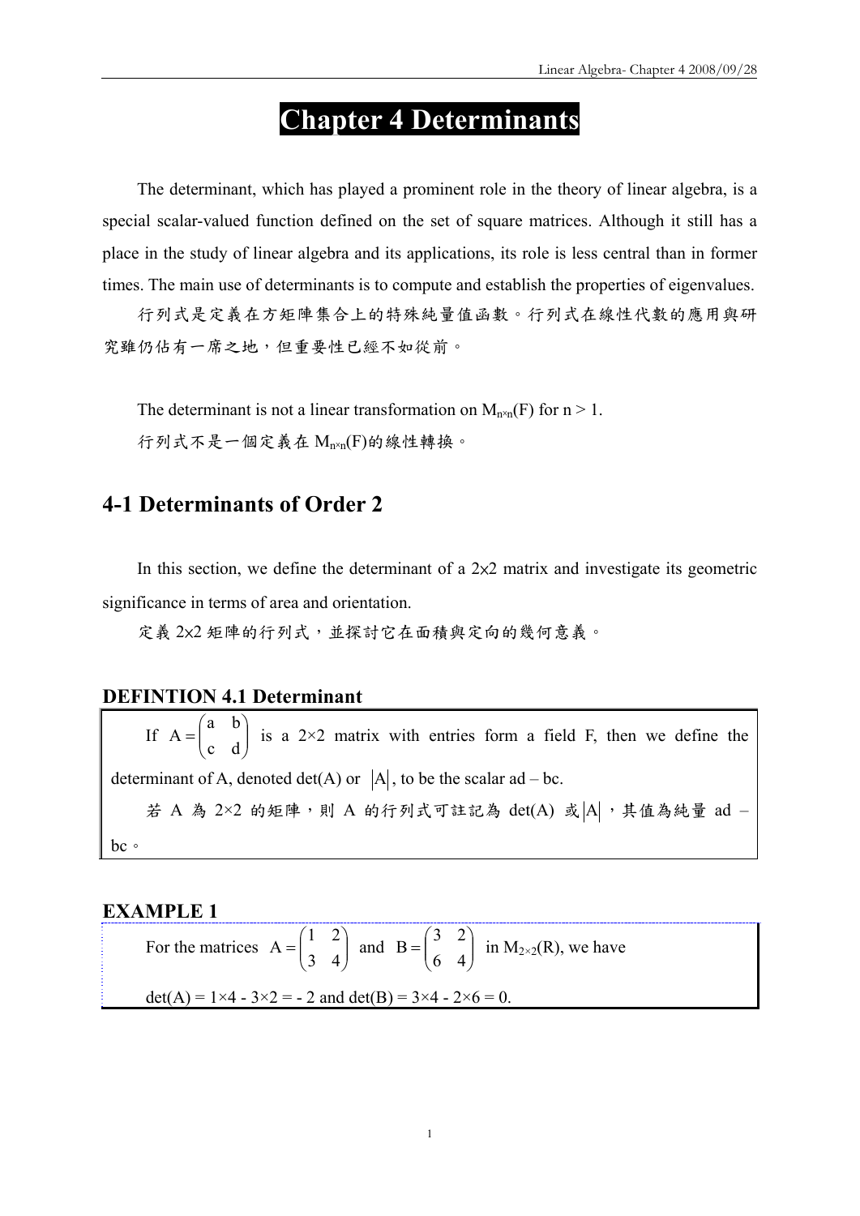# Chapter 4 Determinants

The determinant, which has played a prominent role in the theory of linear algebra, is a special scalar-valued function defined on the set of square matrices. Although it still has a place in the study of linear algebra and its applications, its role is less central than in former times. The main use of determinants is to compute and establish the properties of eigenvalues.

行列式是定義在方矩陣集合上的特殊純量值函數。行列式在線性代數的應用與研究雖仍佔有一席之地，但重要性已經不如從前。

The determinant is not a linear transformation on $M_{n\times n}(F)$ for $n > 1$.

行列式不是一個定義在 $M_{n\times n}(F)$的線性轉換。

## 4-1 Determinants of Order 2

In this section, we define the determinant of a 2×2 matrix and investigate its geometric significance in terms of area and orientation.

定義 2×2 矩陣的行列式，並探討它在面積與定向的幾何意義。

### DEFINTION 4.1 Determinant

If $A = \begin{pmatrix} a & b \\ c & d \end{pmatrix}$ is a 2×2 matrix with entries form a field F, then we define the determinant of A, denoted det(A) or $|A|$, to be the scalar ad – bc.

若 A 為 2×2 的矩陣，則 A 的行列式可註記為 det(A) 或$|A|$，其值為純量 ad – bc。

### EXAMPLE 1

For the matrices $A = \begin{pmatrix} 1 & 2 \\ 3 & 4 \end{pmatrix}$ and $B = \begin{pmatrix} 3 & 2 \\ 6 & 4 \end{pmatrix}$ in $M_{2\times 2}(R)$, we have

$\det(A) = 1\times 4 - 3\times 2 = -2$ and $\det(B) = 3\times 4 - 2\times 6 = 0$.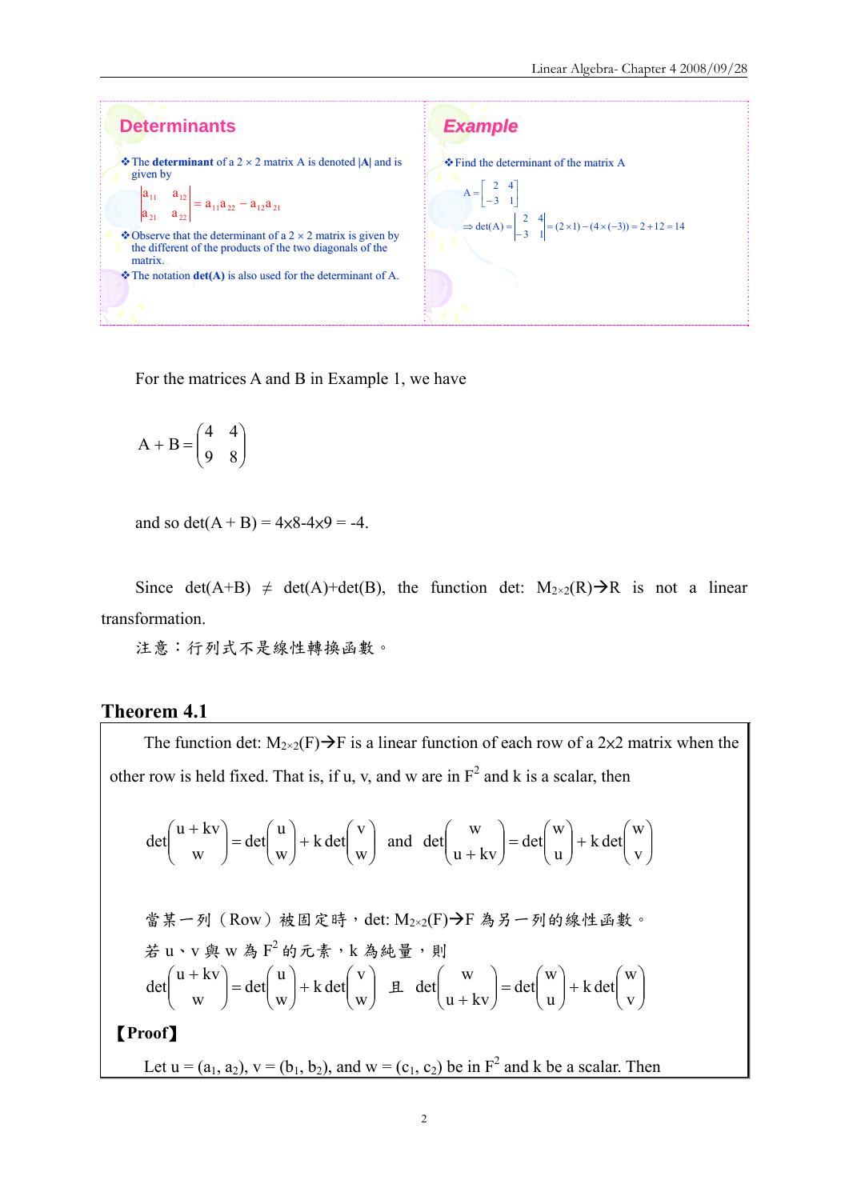## Determinants

- The **determinant** of a 2 × 2 matrix A is denoted |**A**| and is given by

$$\begin{vmatrix} a_{11} & a_{12} \\ a_{21} & a_{22} \end{vmatrix} = a_{11}a_{22} - a_{12}a_{21}$$

- Observe that the determinant of a 2 × 2 matrix is given by the different of the products of the two diagonals of the matrix.
- The notation **det(A)** is also used for the determinant of A.

## Example

- Find the determinant of the matrix A

$$A = \begin{bmatrix} 2 & 4 \\ -3 & 1 \end{bmatrix}$$

$$\Rightarrow \det(A) = \begin{vmatrix} 2 & 4 \\ -3 & 1 \end{vmatrix} = (2 \times 1) - (4 \times (-3)) = 2 + 12 = 14$$

For the matrices A and B in Example 1, we have

$$A + B = \begin{pmatrix} 4 & 4 \\ 9 & 8 \end{pmatrix}$$

and so det(A + B) = 4x8-4x9 = -4.

Since det(A+B) ≠ det(A)+det(B), the function det: $M_{2\times2}(R)$→R is not a linear transformation.

注意：行列式不是線性轉換函數。

## Theorem 4.1

The function det: $M_{2\times2}(F)$→F is a linear function of each row of a 2x2 matrix when the other row is held fixed. That is, if u, v, and w are in $F^2$ and k is a scalar, then

$$\det\begin{pmatrix} u + kv \\ w \end{pmatrix} = \det\begin{pmatrix} u \\ w \end{pmatrix} + k\det\begin{pmatrix} v \\ w \end{pmatrix} \quad \text{and} \quad \det\begin{pmatrix} w \\ u + kv \end{pmatrix} = \det\begin{pmatrix} w \\ u \end{pmatrix} + k\det\begin{pmatrix} w \\ v \end{pmatrix}$$

當某一列（Row）被固定時，det: $M_{2\times2}(F)$→F 為另一列的線性函數。

若 u、v 與 w 為 $F^2$ 的元素，k 為純量，則

$$\det\begin{pmatrix} u + kv \\ w \end{pmatrix} = \det\begin{pmatrix} u \\ w \end{pmatrix} + k\det\begin{pmatrix} v \\ w \end{pmatrix} \quad \text{且} \quad \det\begin{pmatrix} w \\ u + kv \end{pmatrix} = \det\begin{pmatrix} w \\ u \end{pmatrix} + k\det\begin{pmatrix} w \\ v \end{pmatrix}$$

**【Proof】**

Let u = ($a_1$, $a_2$), v = ($b_1$, $b_2$), and w = ($c_1$, $c_2$) be in $F^2$ and k be a scalar. Then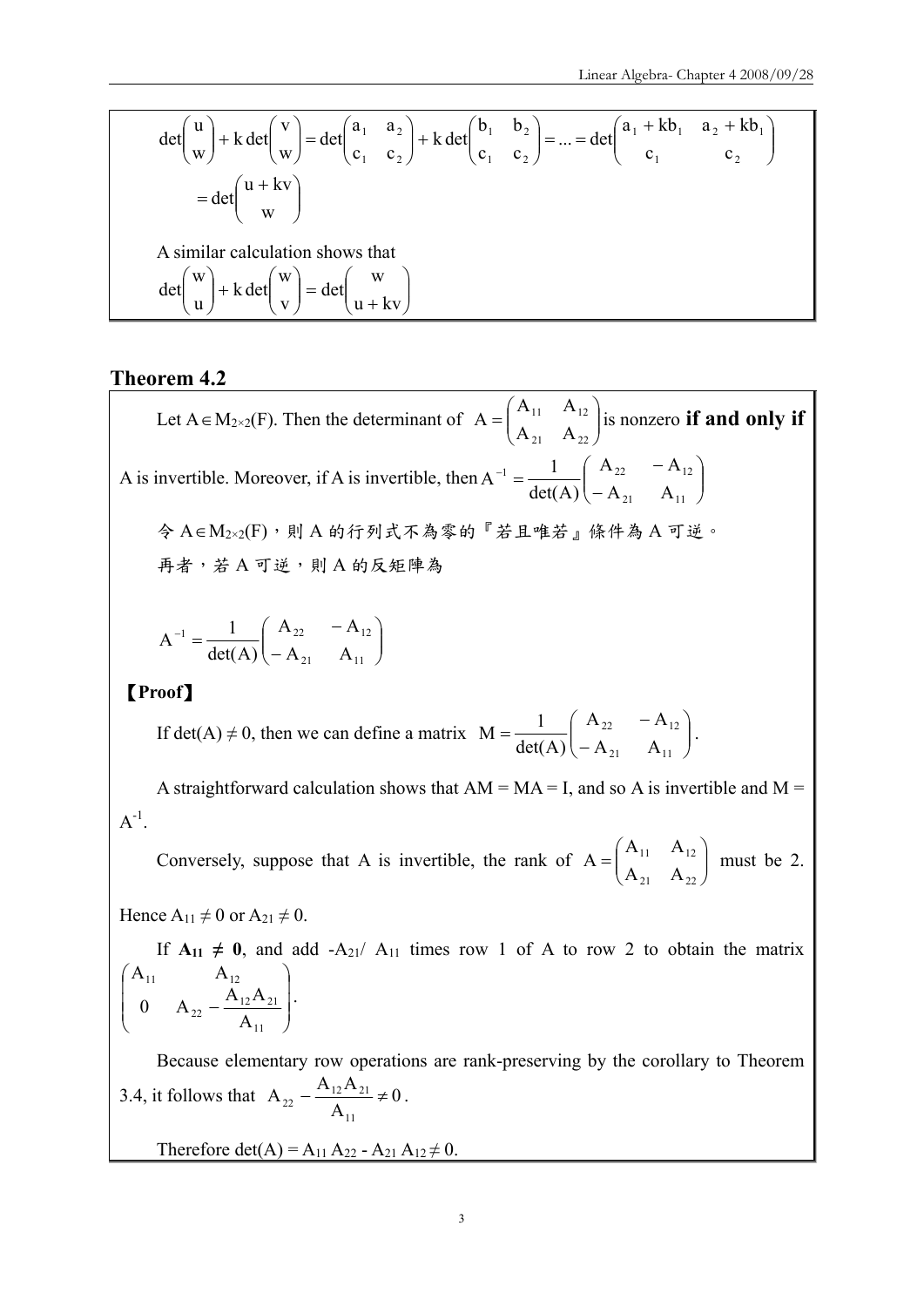$$\det\begin{pmatrix} u \\ w \end{pmatrix} + k\det\begin{pmatrix} v \\ w \end{pmatrix} = \det\begin{pmatrix} a_1 & a_2 \\ c_1 & c_2 \end{pmatrix} + k\det\begin{pmatrix} b_1 & b_2 \\ c_1 & c_2 \end{pmatrix} = ... = \det\begin{pmatrix} a_1 + kb_1 & a_2 + kb_1 \\ c_1 & c_2 \end{pmatrix}$$

$$= \det\begin{pmatrix} u + kv \\ w \end{pmatrix}$$

A similar calculation shows that

$$\det\begin{pmatrix} w \\ u \end{pmatrix} + k\det\begin{pmatrix} w \\ v \end{pmatrix} = \det\begin{pmatrix} w \\ u + kv \end{pmatrix}$$

## Theorem 4.2

Let $A \in M_{2\times 2}(F)$. Then the determinant of $A = \begin{pmatrix} A_{11} & A_{12} \\ A_{21} & A_{22} \end{pmatrix}$ is nonzero **if and only if** A is invertible. Moreover, if A is invertible, then $A^{-1} = \dfrac{1}{\det(A)}\begin{pmatrix} A_{22} & -A_{12} \\ -A_{21} & A_{11} \end{pmatrix}$

令 $A \in M_{2\times 2}(F)$，則 A 的行列式不為零的『若且唯若』條件為 A 可逆。

再者，若 A 可逆，則 A 的反矩陣為

$$A^{-1} = \frac{1}{\det(A)}\begin{pmatrix} A_{22} & -A_{12} \\ -A_{21} & A_{11} \end{pmatrix}$$

**【Proof】**

If $\det(A) \neq 0$, then we can define a matrix $M = \dfrac{1}{\det(A)}\begin{pmatrix} A_{22} & -A_{12} \\ -A_{21} & A_{11} \end{pmatrix}$.

A straightforward calculation shows that AM = MA = I, and so A is invertible and M = $A^{-1}$.

Conversely, suppose that A is invertible, the rank of $A = \begin{pmatrix} A_{11} & A_{12} \\ A_{21} & A_{22} \end{pmatrix}$ must be 2. Hence $A_{11} \neq 0$ or $A_{21} \neq 0$.

If $\mathbf{A_{11} \neq 0}$, and add $-A_{21}/A_{11}$ times row 1 of A to row 2 to obtain the matrix $\begin{pmatrix} A_{11} & A_{12} \\ 0 & A_{22} - \dfrac{A_{12}A_{21}}{A_{11}} \end{pmatrix}$.

Because elementary row operations are rank-preserving by the corollary to Theorem 3.4, it follows that $A_{22} - \dfrac{A_{12}A_{21}}{A_{11}} \neq 0$.

Therefore $\det(A) = A_{11}A_{22} - A_{21}A_{12} \neq 0$.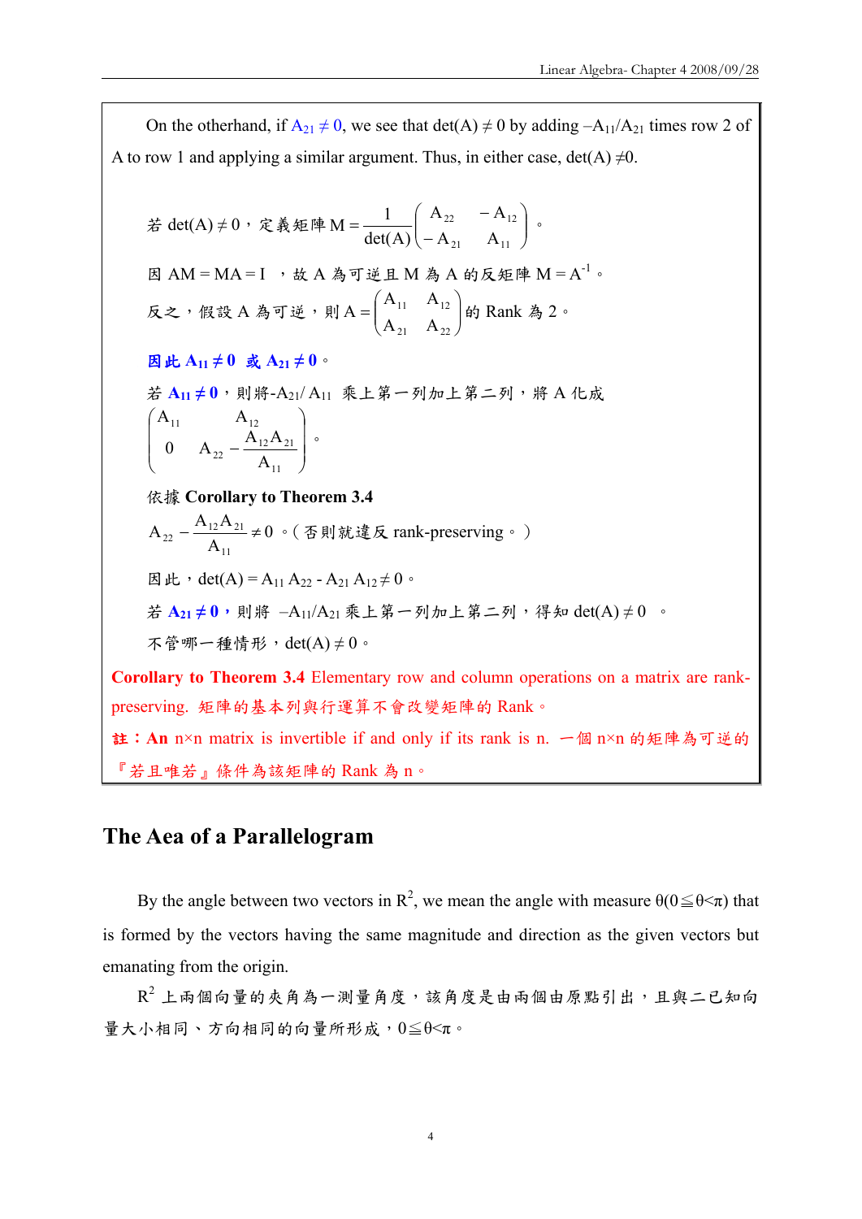On the otherhand, if $A_{21} \neq 0$, we see that $\det(A) \neq 0$ by adding $-A_{11}/A_{21}$ times row 2 of A to row 1 and applying a similar argument. Thus, in either case, $\det(A) \neq 0$.

若 $\det(A) \neq 0$，定義矩陣 $M = \dfrac{1}{\det(A)}\begin{pmatrix} A_{22} & -A_{12} \\ -A_{21} & A_{11} \end{pmatrix}$。

因 $AM = MA = I$ ，故 A 為可逆且 M 為 A 的反矩陣 $M = A^{-1}$。

反之，假設 A 為可逆，則 $A = \begin{pmatrix} A_{11} & A_{12} \\ A_{21} & A_{22} \end{pmatrix}$ 的 Rank 為 2。

**因此 $A_{11} \neq 0$ 或 $A_{21} \neq 0$。**

若 **$A_{11} \neq 0$**，則將 $-A_{21}/A_{11}$ 乘上第一列加上第二列，將 A 化成

$$\begin{pmatrix} A_{11} & A_{12} \\ 0 & A_{22} - \dfrac{A_{12}A_{21}}{A_{11}} \end{pmatrix}。$$

依據 **Corollary to Theorem 3.4**

$A_{22} - \dfrac{A_{12}A_{21}}{A_{11}} \neq 0$。(否則就違反 rank-preserving。)

因此，$\det(A) = A_{11}A_{22} - A_{21}A_{12} \neq 0$。

若 **$A_{21} \neq 0$**，則將 $-A_{11}/A_{21}$ 乘上第一列加上第二列，得知 $\det(A) \neq 0$ 。

不管哪一種情形，$\det(A) \neq 0$。

**Corollary to Theorem 3.4** Elementary row and column operations on a matrix are rank-preserving. 矩陣的基本列與行運算不會改變矩陣的 Rank。

**註：An** $n \times n$ matrix is invertible if and only if its rank is n. 一個 $n \times n$ 的矩陣為可逆的『若且唯若』條件為該矩陣的 Rank 為 n。

## The Aea of a Parallelogram

By the angle between two vectors in $R^2$, we mean the angle with measure $\theta (0 \leqq \theta < \pi)$ that is formed by the vectors having the same magnitude and direction as the given vectors but emanating from the origin.

$R^2$ 上兩個向量的夾角為一測量角度，該角度是由兩個由原點引出，且與二已知向量大小相同、方向相同的向量所形成，$0 \leqq \theta < \pi$。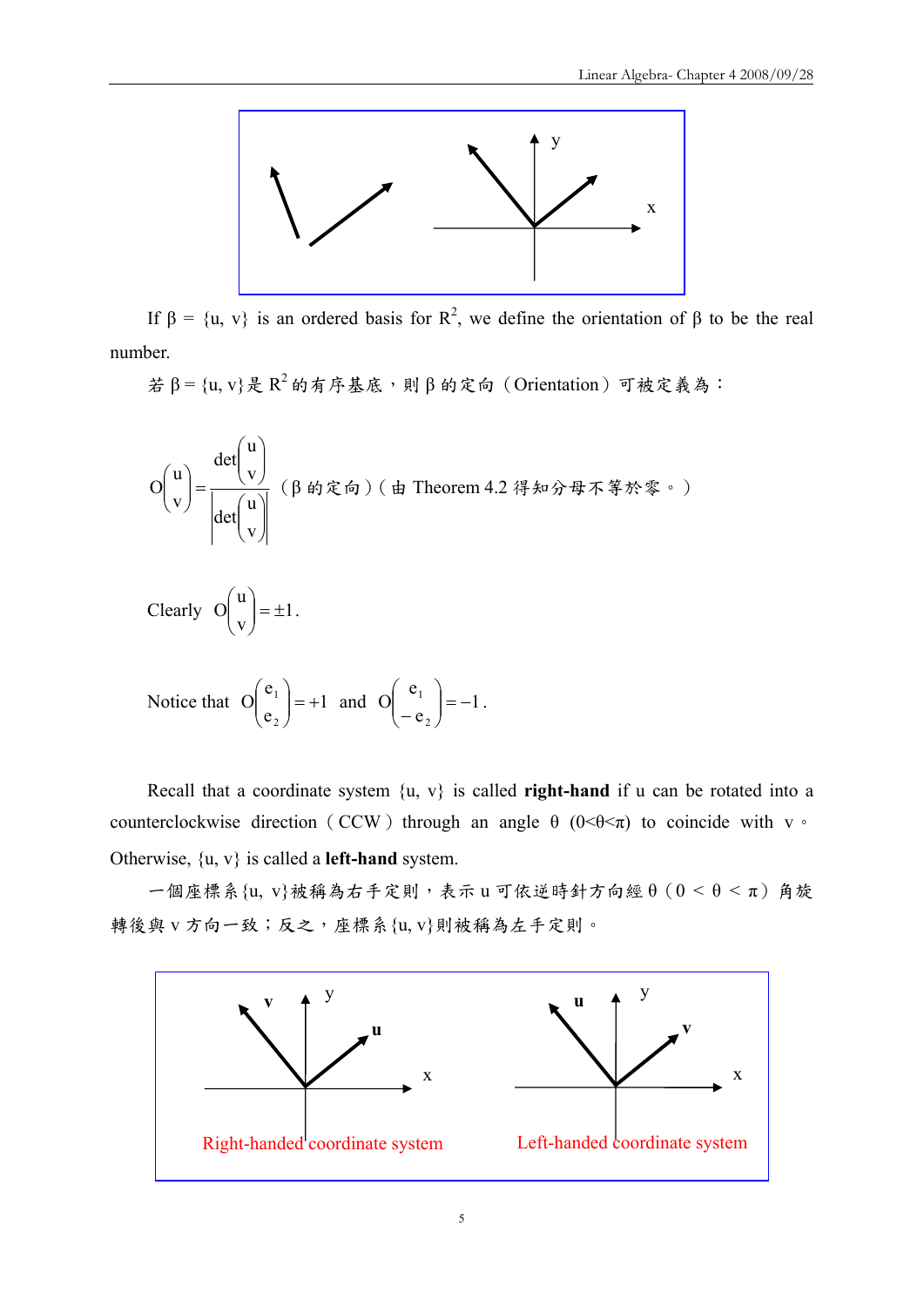If β = {u, v} is an ordered basis for $R^2$, we define the orientation of β to be the real number.

若 β = {u, v}是 $R^2$ 的有序基底，則 β 的定向（Orientation）可被定義為：

$$O\begin{pmatrix} u \\ v \end{pmatrix} = \frac{\det\begin{pmatrix} u \\ v \end{pmatrix}}{\left|\det\begin{pmatrix} u \\ v \end{pmatrix}\right|}$$ （β 的定向）（由 Theorem 4.2 得知分母不等於零。）

Clearly $O\begin{pmatrix} u \\ v \end{pmatrix} = \pm 1$.

Notice that $O\begin{pmatrix} e_1 \\ e_2 \end{pmatrix} = +1$ and $O\begin{pmatrix} e_1 \\ -e_2 \end{pmatrix} = -1$.

Recall that a coordinate system {u, v} is called **right-hand** if u can be rotated into a counterclockwise direction（CCW）through an angle θ (0<θ<π) to coincide with v。Otherwise, {u, v} is called a **left-hand** system.

一個座標系{u, v}被稱為右手定則，表示 u 可依逆時針方向經 θ（0 < θ < π）角旋轉後與 v 方向一致；反之，座標系{u, v}則被稱為左手定則。

Right-handed coordinate system

Left-handed coordinate system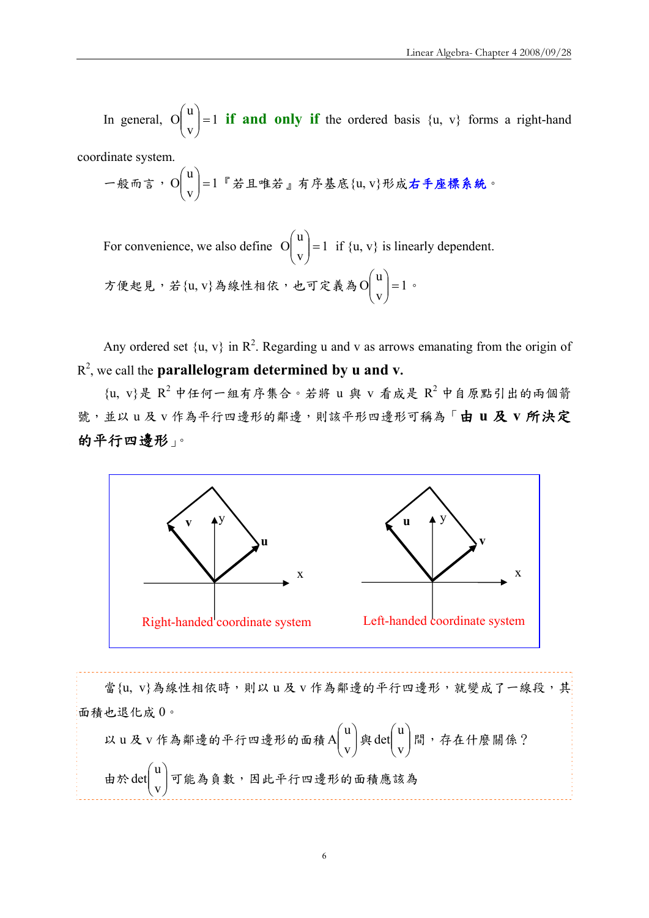In general, $O\begin{pmatrix} u \\ v \end{pmatrix} = 1$ **if and only if** the ordered basis {u, v} forms a right-hand coordinate system.

一般而言，$O\begin{pmatrix} u \\ v \end{pmatrix} = 1$『若且唯若』有序基底{u, v}形成**右手座標系統**。

For convenience, we also define $O\begin{pmatrix} u \\ v \end{pmatrix} = 1$ if {u, v} is linearly dependent.

方便起見，若{u, v}為線性相依，也可定義為$O\begin{pmatrix} u \\ v \end{pmatrix} = 1$。

Any ordered set {u, v} in $R^2$. Regarding u and v as arrows emanating from the origin of $R^2$, we call the **parallelogram determined by u and v.**

{u, v}是 $R^2$ 中任何一組有序集合。若將 u 與 v 看成是 $R^2$ 中自原點引出的兩個箭號，並以 u 及 v 作為平行四邊形的鄰邊，則該平形四邊形可稱為「**由 u 及 v 所決定的平行四邊形**」。

Right-handed coordinate system

Left-handed coordinate system

當{u, v}為線性相依時，則以 u 及 v 作為鄰邊的平行四邊形，就變成了一線段，其面積也退化成 0。

以 u 及 v 作為鄰邊的平行四邊形的面積$A\begin{pmatrix} u \\ v \end{pmatrix}$與$\det\begin{pmatrix} u \\ v \end{pmatrix}$間，存在什麼關係？

由於$\det\begin{pmatrix} u \\ v \end{pmatrix}$可能為負數，因此平行四邊形的面積應該為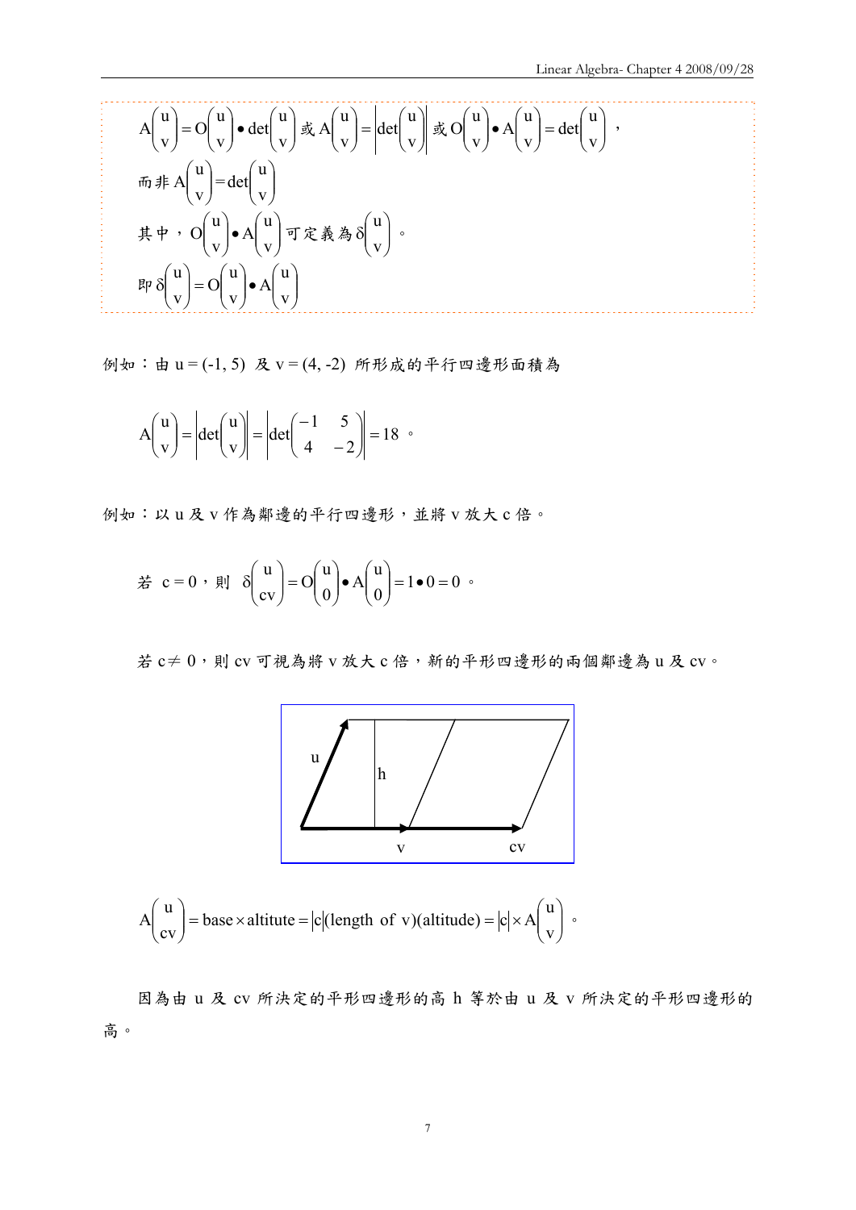$$A\begin{pmatrix}u\\v\end{pmatrix}=O\begin{pmatrix}u\\v\end{pmatrix}\bullet\det\begin{pmatrix}u\\v\end{pmatrix}$$ 或 $$A\begin{pmatrix}u\\v\end{pmatrix}=\left|\det\begin{pmatrix}u\\v\end{pmatrix}\right|$$ 或 $$O\begin{pmatrix}u\\v\end{pmatrix}\bullet A\begin{pmatrix}u\\v\end{pmatrix}=\det\begin{pmatrix}u\\v\end{pmatrix}$$，

而非 $A\begin{pmatrix}u\\v\end{pmatrix}=\det\begin{pmatrix}u\\v\end{pmatrix}$

其中，$O\begin{pmatrix}u\\v\end{pmatrix}\bullet A\begin{pmatrix}u\\v\end{pmatrix}$ 可定義為 $\delta\begin{pmatrix}u\\v\end{pmatrix}$。

即 $\delta\begin{pmatrix}u\\v\end{pmatrix}=O\begin{pmatrix}u\\v\end{pmatrix}\bullet A\begin{pmatrix}u\\v\end{pmatrix}$

例如：由 u = (-1, 5) 及 v = (4, -2) 所形成的平行四邊形面積為

$$A\begin{pmatrix}u\\v\end{pmatrix}=\left|\det\begin{pmatrix}u\\v\end{pmatrix}\right|=\left|\det\begin{pmatrix}-1&5\\4&-2\end{pmatrix}\right|=18$$ 。

例如：以 u 及 v 作為鄰邊的平行四邊形，並將 v 放大 c 倍。

若 $c=0$，則 $\delta\begin{pmatrix}u\\cv\end{pmatrix}=O\begin{pmatrix}u\\0\end{pmatrix}\bullet A\begin{pmatrix}u\\0\end{pmatrix}=1\bullet 0=0$ 。

若 $c\neq 0$，則 cv 可視為將 v 放大 c 倍，新的平形四邊形的兩個鄰邊為 u 及 cv。

$$A\begin{pmatrix}u\\cv\end{pmatrix}=\text{base}\times\text{altitute}=|c|(\text{length of } v)(\text{altitude})=|c|\times A\begin{pmatrix}u\\v\end{pmatrix}$$ 。

因為由 u 及 cv 所決定的平形四邊形的高 h 等於由 u 及 v 所決定的平形四邊形的高。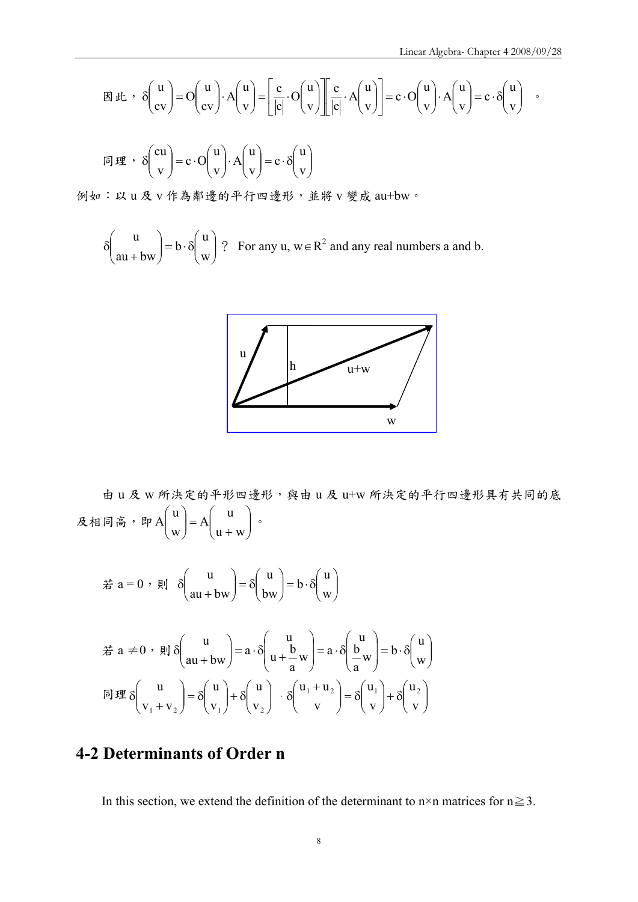因此，$\delta\begin{pmatrix} u \\ cv \end{pmatrix} = O\begin{pmatrix} u \\ cv \end{pmatrix} \cdot A\begin{pmatrix} u \\ v \end{pmatrix} = \left[\frac{c}{|c|} \cdot O\begin{pmatrix} u \\ v \end{pmatrix}\right]\left[\frac{c}{|c|} \cdot A\begin{pmatrix} u \\ v \end{pmatrix}\right] = c \cdot O\begin{pmatrix} u \\ v \end{pmatrix} \cdot A\begin{pmatrix} u \\ v \end{pmatrix} = c \cdot \delta\begin{pmatrix} u \\ v \end{pmatrix}$ 。

同理，$\delta\begin{pmatrix} cu \\ v \end{pmatrix} = c \cdot O\begin{pmatrix} u \\ v \end{pmatrix} \cdot A\begin{pmatrix} u \\ v \end{pmatrix} = c \cdot \delta\begin{pmatrix} u \\ v \end{pmatrix}$

例如：以 u 及 v 作為鄰邊的平行四邊形，並將 v 變成 au+bw。

$\delta\begin{pmatrix} u \\ au+bw \end{pmatrix} = b \cdot \delta\begin{pmatrix} u \\ w \end{pmatrix}$ ? For any u, $w \in R^2$ and any real numbers a and b.

由 u 及 w 所決定的平形四邊形，與由 u 及 u+w 所決定的平行四邊形具有共同的底及相同高，即 $A\begin{pmatrix} u \\ w \end{pmatrix} = A\begin{pmatrix} u \\ u+w \end{pmatrix}$ 。

若 $a = 0$，則 $\delta\begin{pmatrix} u \\ au+bw \end{pmatrix} = \delta\begin{pmatrix} u \\ bw \end{pmatrix} = b \cdot \delta\begin{pmatrix} u \\ w \end{pmatrix}$

若 $a \neq 0$，則 $\delta\begin{pmatrix} u \\ au+bw \end{pmatrix} = a \cdot \delta\begin{pmatrix} u \\ u+\frac{b}{a}w \end{pmatrix} = a \cdot \delta\begin{pmatrix} u \\ \frac{b}{a}w \end{pmatrix} = b \cdot \delta\begin{pmatrix} u \\ w \end{pmatrix}$

同理 $\delta\begin{pmatrix} u \\ v_1+v_2 \end{pmatrix} = \delta\begin{pmatrix} u \\ v_1 \end{pmatrix} + \delta\begin{pmatrix} u \\ v_2 \end{pmatrix}$ 、$\delta\begin{pmatrix} u_1+u_2 \\ v \end{pmatrix} = \delta\begin{pmatrix} u_1 \\ v \end{pmatrix} + \delta\begin{pmatrix} u_2 \\ v \end{pmatrix}$

## 4-2 Determinants of Order n

In this section, we extend the definition of the determinant to n×n matrices for $n \geq 3$.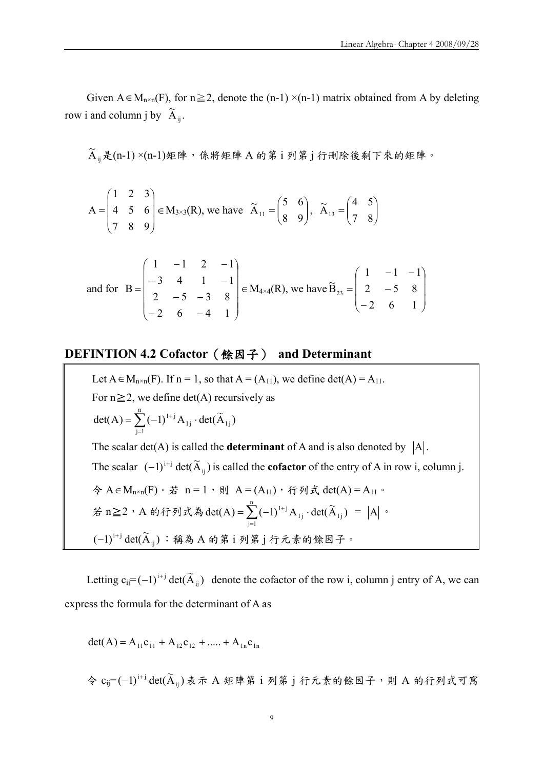Given $A \in M_{n\times n}(F)$, for $n \geqq 2$, denote the $(n-1)\times(n-1)$ matrix obtained from A by deleting row i and column j by $\widetilde{A}_{ij}$.

$\widetilde{A}_{ij}$是$(n-1)\times(n-1)$矩陣，係將矩陣 A 的第 i 列第 j 行刪除後剩下來的矩陣。

$$A = \begin{pmatrix} 1 & 2 & 3 \\ 4 & 5 & 6 \\ 7 & 8 & 9 \end{pmatrix} \in M_{3\times 3}(R), \text{ we have } \widetilde{A}_{11} = \begin{pmatrix} 5 & 6 \\ 8 & 9 \end{pmatrix},\ \widetilde{A}_{13} = \begin{pmatrix} 4 & 5 \\ 7 & 8 \end{pmatrix}$$

$$\text{and for } B = \begin{pmatrix} 1 & -1 & 2 & -1 \\ -3 & 4 & 1 & -1 \\ 2 & -5 & -3 & 8 \\ -2 & 6 & -4 & 1 \end{pmatrix} \in M_{4\times 4}(R), \text{ we have } \widetilde{B}_{23} = \begin{pmatrix} 1 & -1 & -1 \\ 2 & -5 & 8 \\ -2 & 6 & 1 \end{pmatrix}$$

## DEFINTION 4.2 Cofactor（餘因子） and Determinant

Let $A \in M_{n\times n}(F)$. If n = 1, so that $A = (A_{11})$, we define $\det(A) = A_{11}$.

For $n \geqq 2$, we define det(A) recursively as

$$\det(A) = \sum_{j=1}^{n} (-1)^{1+j} A_{1j} \cdot \det(\widetilde{A}_{1j})$$

The scalar det(A) is called the **determinant** of A and is also denoted by $|A|$.

The scalar $(-1)^{i+j}\det(\widetilde{A}_{ij})$ is called the **cofactor** of the entry of A in row i, column j.

令 $A \in M_{n\times n}(F)$。若 n = 1，則 $A = (A_{11})$，行列式 $\det(A) = A_{11}$。

若 $n \geqq 2$，A 的行列式為$\det(A) = \sum_{j=1}^{n} (-1)^{1+j} A_{1j} \cdot \det(\widetilde{A}_{1j}) = |A|$。

$(-1)^{i+j}\det(\widetilde{A}_{ij})$：稱為 A 的第 i 列第 j 行元素的餘因子。

Letting $c_{ij} = (-1)^{i+j}\det(\widetilde{A}_{ij})$ denote the cofactor of the row i, column j entry of A, we can express the formula for the determinant of A as

$$\det(A) = A_{11}c_{11} + A_{12}c_{12} + \ldots + A_{1n}c_{1n}$$

令 $c_{ij} = (-1)^{i+j}\det(\widetilde{A}_{ij})$ 表示 A 矩陣第 i 列第 j 行元素的餘因子，則 A 的行列式可寫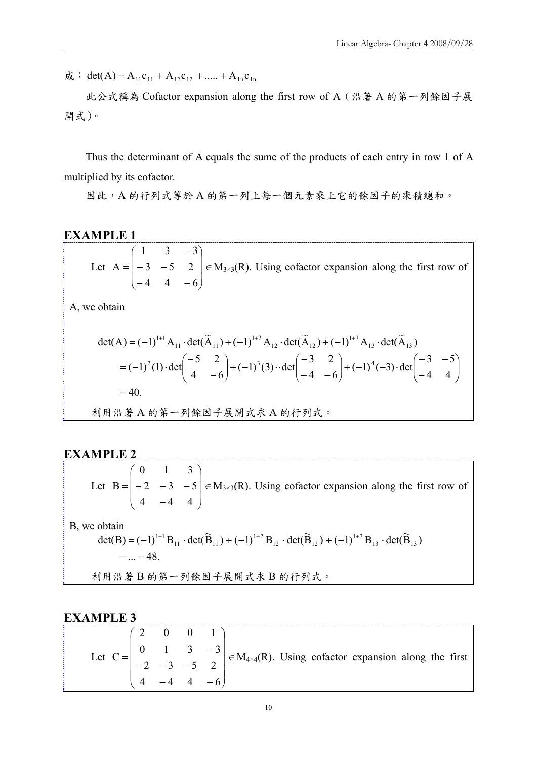成：$\det(A) = A_{11}c_{11} + A_{12}c_{12} + ..... + A_{1n}c_{1n}$

此公式稱為 Cofactor expansion along the first row of A（沿著 A 的第一列餘因子展開式）。

Thus the determinant of A equals the sume of the products of each entry in row 1 of A multiplied by its cofactor.

因此，A 的行列式等於 A 的第一列上每一個元素乘上它的餘因子的乘積總和。

## EXAMPLE 1

Let $A = \begin{pmatrix} 1 & 3 & -3 \\ -3 & -5 & 2 \\ -4 & 4 & -6 \end{pmatrix} \in M_{3\times 3}(R)$. Using cofactor expansion along the first row of A, we obtain

$$\begin{aligned}
\det(A) &= (-1)^{1+1}A_{11}\cdot\det(\widetilde{A}_{11}) + (-1)^{1+2}A_{12}\cdot\det(\widetilde{A}_{12}) + (-1)^{1+3}A_{13}\cdot\det(\widetilde{A}_{13}) \\
&= (-1)^2(1)\cdot\det\begin{pmatrix} -5 & 2 \\ 4 & -6 \end{pmatrix} + (-1)^3(3)\cdot\cdot\det\begin{pmatrix} -3 & 2 \\ -4 & -6 \end{pmatrix} + (-1)^4(-3)\cdot\det\begin{pmatrix} -3 & -5 \\ -4 & 4 \end{pmatrix} \\
&= 40.
\end{aligned}$$

利用沿著 A 的第一列餘因子展開式求 A 的行列式。

## EXAMPLE 2

Let $B = \begin{pmatrix} 0 & 1 & 3 \\ -2 & -3 & -5 \\ 4 & -4 & 4 \end{pmatrix} \in M_{3\times 3}(R)$. Using cofactor expansion along the first row of B, we obtain

$$\begin{aligned}
\det(B) &= (-1)^{1+1}B_{11}\cdot\det(\widetilde{B}_{11}) + (-1)^{1+2}B_{12}\cdot\det(\widetilde{B}_{12}) + (-1)^{1+3}B_{13}\cdot\det(\widetilde{B}_{13}) \\
&= ... = 48.
\end{aligned}$$

利用沿著 B 的第一列餘因子展開式求 B 的行列式。

## EXAMPLE 3

Let $C = \begin{pmatrix} 2 & 0 & 0 & 1 \\ 0 & 1 & 3 & -3 \\ -2 & -3 & -5 & 2 \\ 4 & -4 & 4 & -6 \end{pmatrix} \in M_{4\times 4}(R)$. Using cofactor expansion along the first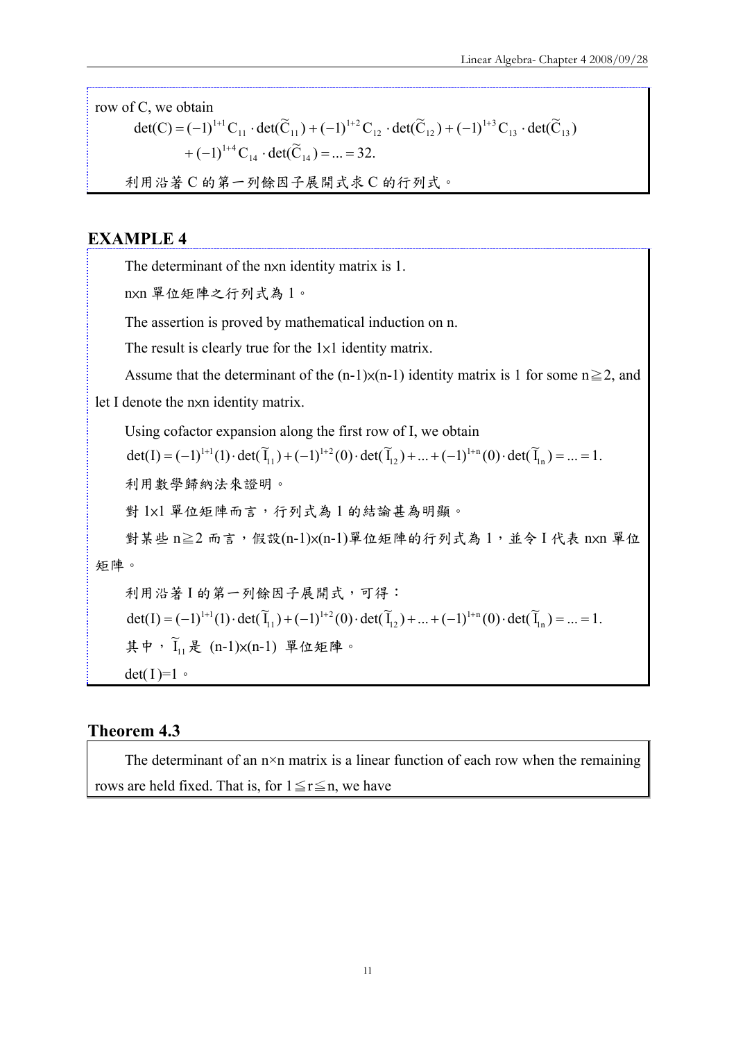row of C, we obtain

$$\det(C) = (-1)^{1+1} C_{11} \cdot \det(\widetilde{C}_{11}) + (-1)^{1+2} C_{12} \cdot \det(\widetilde{C}_{12}) + (-1)^{1+3} C_{13} \cdot \det(\widetilde{C}_{13}) + (-1)^{1+4} C_{14} \cdot \det(\widetilde{C}_{14}) = \ldots = 32.$$

利用沿著 C 的第一列餘因子展開式求 C 的行列式。

## EXAMPLE 4

The determinant of the n×n identity matrix is 1.

n×n 單位矩陣之行列式為 1。

The assertion is proved by mathematical induction on n.

The result is clearly true for the 1×1 identity matrix.

Assume that the determinant of the (n-1)×(n-1) identity matrix is 1 for some n≧2, and let I denote the n×n identity matrix.

Using cofactor expansion along the first row of I, we obtain

$$\det(I) = (-1)^{1+1}(1) \cdot \det(\widetilde{I}_{11}) + (-1)^{1+2}(0) \cdot \det(\widetilde{I}_{12}) + \ldots + (-1)^{1+n}(0) \cdot \det(\widetilde{I}_{1n}) = \ldots = 1.$$

利用數學歸納法來證明。

對 1×1 單位矩陣而言，行列式為 1 的結論甚為明顯。

對某些 n≧2 而言，假設(n-1)×(n-1)單位矩陣的行列式為 1，並令 I 代表 n×n 單位矩陣。

利用沿著 I 的第一列餘因子展開式，可得：

$$\det(I) = (-1)^{1+1}(1) \cdot \det(\widetilde{I}_{11}) + (-1)^{1+2}(0) \cdot \det(\widetilde{I}_{12}) + \ldots + (-1)^{1+n}(0) \cdot \det(\widetilde{I}_{1n}) = \ldots = 1.$$

其中，$\widetilde{I}_{11}$ 是 (n-1)×(n-1) 單位矩陣。

det( I )=1。

## Theorem 4.3

The determinant of an n×n matrix is a linear function of each row when the remaining rows are held fixed. That is, for 1≦r≦n, we have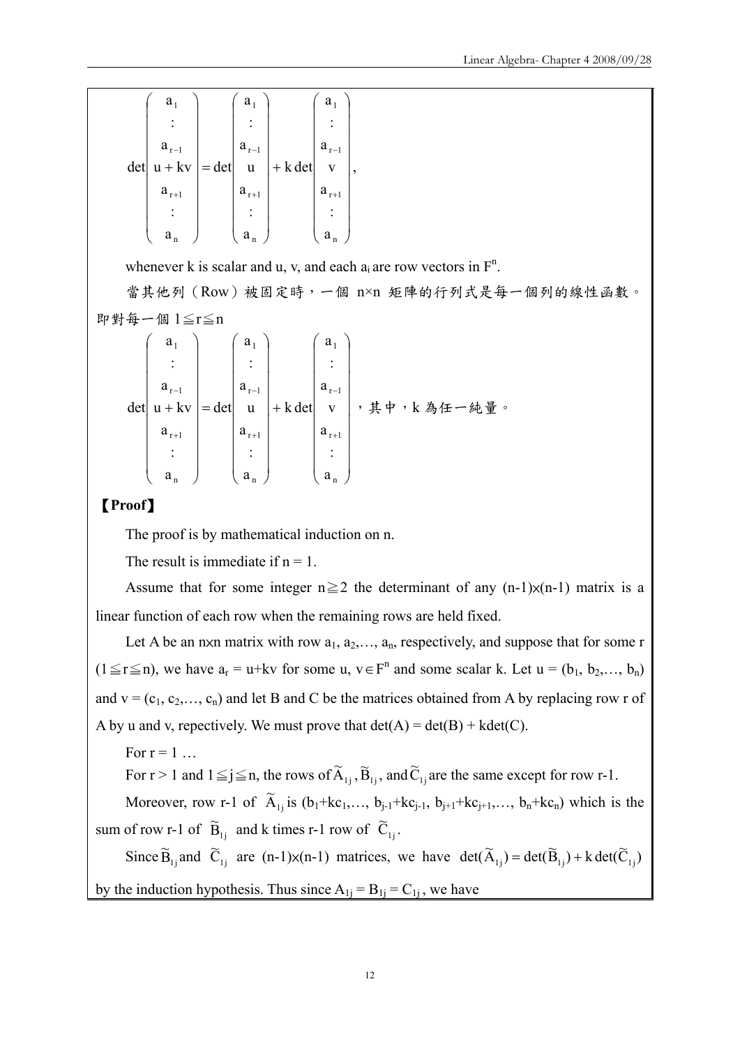$$
\det\begin{pmatrix} a_1 \\ \vdots \\ a_{r-1} \\ u+kv \\ a_{r+1} \\ \vdots \\ a_n \end{pmatrix} = \det\begin{pmatrix} a_1 \\ \vdots \\ a_{r-1} \\ u \\ a_{r+1} \\ \vdots \\ a_n \end{pmatrix} + k\det\begin{pmatrix} a_1 \\ \vdots \\ a_{r-1} \\ v \\ a_{r+1} \\ \vdots \\ a_n \end{pmatrix},
$$

whenever k is scalar and u, v, and each $a_i$ are row vectors in $F^n$.

當其他列（Row）被固定時，一個 n×n 矩陣的行列式是每一個列的線性函數。即對每一個 $1 \leqq r \leqq n$

$$
\det\begin{pmatrix} a_1 \\ \vdots \\ a_{r-1} \\ u+kv \\ a_{r+1} \\ \vdots \\ a_n \end{pmatrix} = \det\begin{pmatrix} a_1 \\ \vdots \\ a_{r-1} \\ u \\ a_{r+1} \\ \vdots \\ a_n \end{pmatrix} + k\det\begin{pmatrix} a_1 \\ \vdots \\ a_{r-1} \\ v \\ a_{r+1} \\ \vdots \\ a_n \end{pmatrix}
$$

，其中，k 為任一純量。

**【Proof】**

The proof is by mathematical induction on n.

The result is immediate if n = 1.

Assume that for some integer $n \geqq 2$ the determinant of any $(n-1)\times(n-1)$ matrix is a linear function of each row when the remaining rows are held fixed.

Let A be an n×n matrix with row $a_1, a_2, \ldots, a_n$, respectively, and suppose that for some r ($1 \leqq r \leqq n$), we have $a_r = u+kv$ for some $u, v \in F^n$ and some scalar k. Let $u = (b_1, b_2, \ldots, b_n)$ and $v = (c_1, c_2, \ldots, c_n)$ and let B and C be the matrices obtained from A by replacing row r of A by u and v, repectively. We must prove that $\det(A) = \det(B) + k\det(C)$.

For r = 1 …

For r > 1 and $1 \leqq j \leqq n$, the rows of $\widetilde{A}_{1j}$, $\widetilde{B}_{1j}$, and $\widetilde{C}_{1j}$ are the same except for row r-1.

Moreover, row r-1 of $\widetilde{A}_{1j}$ is $(b_1+kc_1, \ldots, b_{j-1}+kc_{j-1}, b_{j+1}+kc_{j+1}, \ldots, b_n+kc_n)$ which is the sum of row r-1 of $\widetilde{B}_{1j}$ and k times r-1 row of $\widetilde{C}_{1j}$.

Since $\widetilde{B}_{1j}$ and $\widetilde{C}_{1j}$ are $(n-1)\times(n-1)$ matrices, we have $\det(\widetilde{A}_{1j}) = \det(\widetilde{B}_{1j}) + k\det(\widetilde{C}_{1j})$ by the induction hypothesis. Thus since $A_{1j} = B_{1j} = C_{1j}$, we have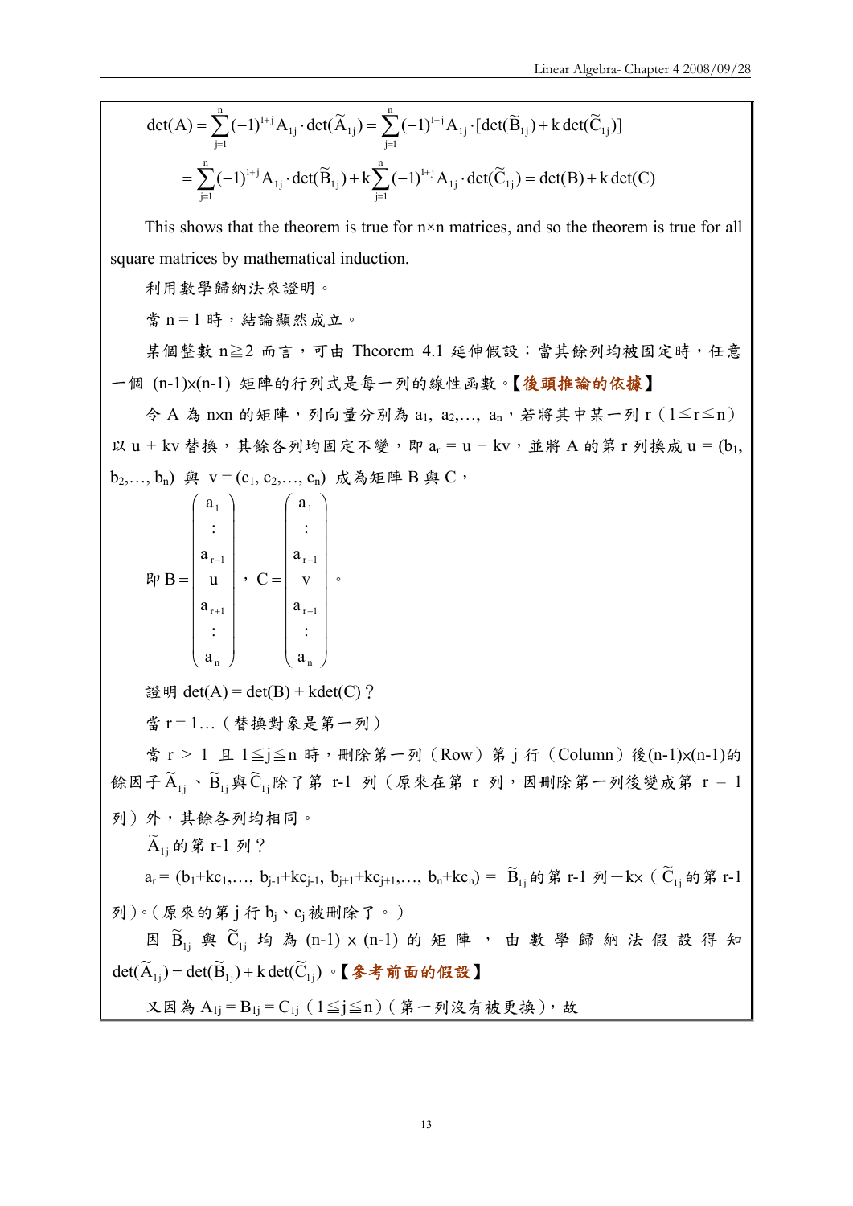$$\det(A)=\sum_{j=1}^{n}(-1)^{1+j}A_{1j}\cdot\det(\widetilde{A}_{1j})=\sum_{j=1}^{n}(-1)^{1+j}A_{1j}\cdot[\det(\widetilde{B}_{1j})+k\det(\widetilde{C}_{1j})]$$

$$=\sum_{j=1}^{n}(-1)^{1+j}A_{1j}\cdot\det(\widetilde{B}_{1j})+k\sum_{j=1}^{n}(-1)^{1+j}A_{1j}\cdot\det(\widetilde{C}_{1j})=\det(B)+k\det(C)$$

This shows that the theorem is true for n×n matrices, and so the theorem is true for all square matrices by mathematical induction.

利用數學歸納法來證明。

當 $n = 1$ 時，結論顯然成立。

某個整數 $n \geqq 2$ 而言，可由 Theorem 4.1 延伸假設：當其餘列均被固定時，任意一個 $(n-1)\times(n-1)$ 矩陣的行列式是每一列的線性函數。**【後頭推論的依據】**

令 A 為 n×n 的矩陣，列向量分別為 $a_1, a_2,\ldots, a_n$，若將其中某一列 r（$1\leqq r\leqq n$）以 $u + kv$ 替換，其餘各列均固定不變，即 $a_r = u + kv$，並將 A 的第 r 列換成 $u = (b_1, b_2,\ldots, b_n)$ 與 $v = (c_1, c_2,\ldots, c_n)$ 成為矩陣 B 與 C，

$$\text{即 } B=\begin{pmatrix}a_1\\ \vdots\\ a_{r-1}\\ u\\ a_{r+1}\\ \vdots\\ a_n\end{pmatrix}，C=\begin{pmatrix}a_1\\ \vdots\\ a_{r-1}\\ v\\ a_{r+1}\\ \vdots\\ a_n\end{pmatrix}。$$

證明 $\det(A) = \det(B) + k\det(C)$？

當 $r = 1$…（替換對象是第一列）

當 $r > 1$ 且 $1\leqq j\leqq n$ 時，刪除第一列（Row）第 j 行（Column）後$(n-1)\times(n-1)$的餘因子 $\widetilde{A}_{1j}$、$\widetilde{B}_{1j}$與$\widetilde{C}_{1j}$除了第 r-1 列（原來在第 r 列，因刪除第一列後變成第 r – 1 列）外，其餘各列均相同。

$\widetilde{A}_{1j}$的第 r-1 列？

$a_r = (b_1+kc_1,\ldots, b_{j-1}+kc_{j-1}, b_{j+1}+kc_{j+1},\ldots, b_n+kc_n) =$ $\widetilde{B}_{1j}$的第 r-1 列＋k×（$\widetilde{C}_{1j}$的第 r-1 列）。（原來的第 j 行 $b_j$、$c_j$ 被刪除了。）

因 $\widetilde{B}_{1j}$ 與 $\widetilde{C}_{1j}$ 均為 $(n-1)\times(n-1)$ 的矩陣，由數學歸納法假設得知 $\det(\widetilde{A}_{1j})=\det(\widetilde{B}_{1j})+k\det(\widetilde{C}_{1j})$。**【參考前面的假設】**

又因為 $A_{1j} = B_{1j} = C_{1j}$（$1\leqq j\leqq n$）（第一列沒有被更換），故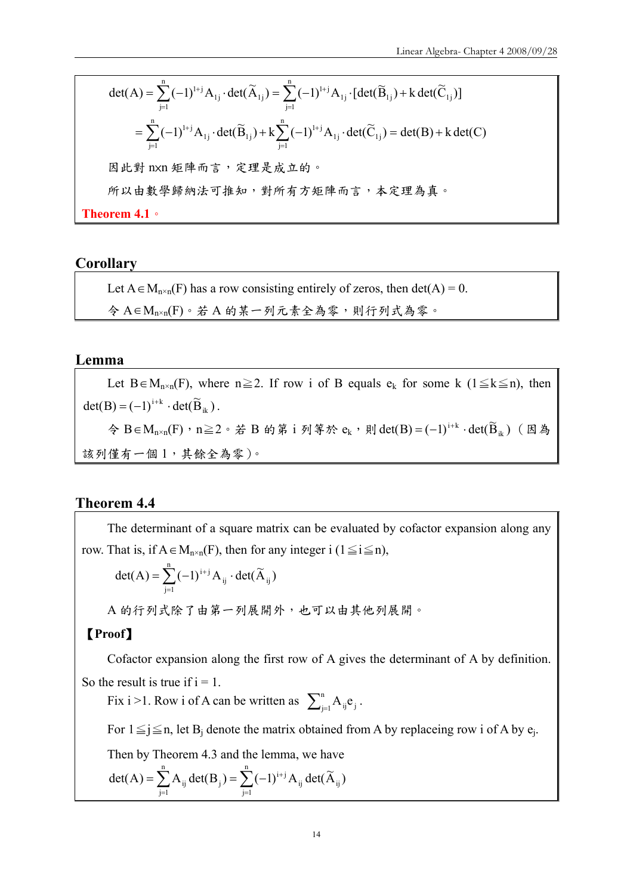$$\det(A)=\sum_{j=1}^{n}(-1)^{1+j}A_{1j}\cdot\det(\tilde{A}_{1j})=\sum_{j=1}^{n}(-1)^{1+j}A_{1j}\cdot[\det(\tilde{B}_{1j})+k\det(\tilde{C}_{1j})]$$

$$=\sum_{j=1}^{n}(-1)^{1+j}A_{1j}\cdot\det(\tilde{B}_{1j})+k\sum_{j=1}^{n}(-1)^{1+j}A_{1j}\cdot\det(\tilde{C}_{1j})=\det(B)+k\det(C)$$

因此對 nxn 矩陣而言，定理是成立的。

所以由數學歸納法可推知，對所有方矩陣而言，本定理為真。

**Theorem 4.1**。

## Corollary

Let $A\in M_{n\times n}(F)$ has a row consisting entirely of zeros, then $\det(A)=0$.

令 $A\in M_{n\times n}(F)$。若 A 的某一列元素全為零，則行列式為零。

## Lemma

Let $B\in M_{n\times n}(F)$, where $n\geqq 2$. If row i of B equals $e_k$ for some k ($1\leqq k\leqq n$), then $\det(B)=(-1)^{i+k}\cdot\det(\tilde{B}_{ik})$.

令 $B\in M_{n\times n}(F)$，$n\geqq 2$。若 B 的第 i 列等於 $e_k$，則 $\det(B)=(-1)^{i+k}\cdot\det(\tilde{B}_{ik})$（因為該列僅有一個 1，其餘全為零）。

## Theorem 4.4

The determinant of a square matrix can be evaluated by cofactor expansion along any row. That is, if $A\in M_{n\times n}(F)$, then for any integer i ($1\leqq i\leqq n$),

$$\det(A)=\sum_{j=1}^{n}(-1)^{i+j}A_{ij}\cdot\det(\tilde{A}_{ij})$$

A 的行列式除了由第一列展開外，也可以由其他列展開。

**【Proof】**

Cofactor expansion along the first row of A gives the determinant of A by definition. So the result is true if i = 1.

Fix i >1. Row i of A can be written as $\sum_{j=1}^{n}A_{ij}e_j$.

For $1\leqq j\leqq n$, let $B_j$ denote the matrix obtained from A by replaceing row i of A by $e_j$.

Then by Theorem 4.3 and the lemma, we have

$$\det(A)=\sum_{j=1}^{n}A_{ij}\det(B_j)=\sum_{j=1}^{n}(-1)^{i+j}A_{ij}\det(\tilde{A}_{ij})$$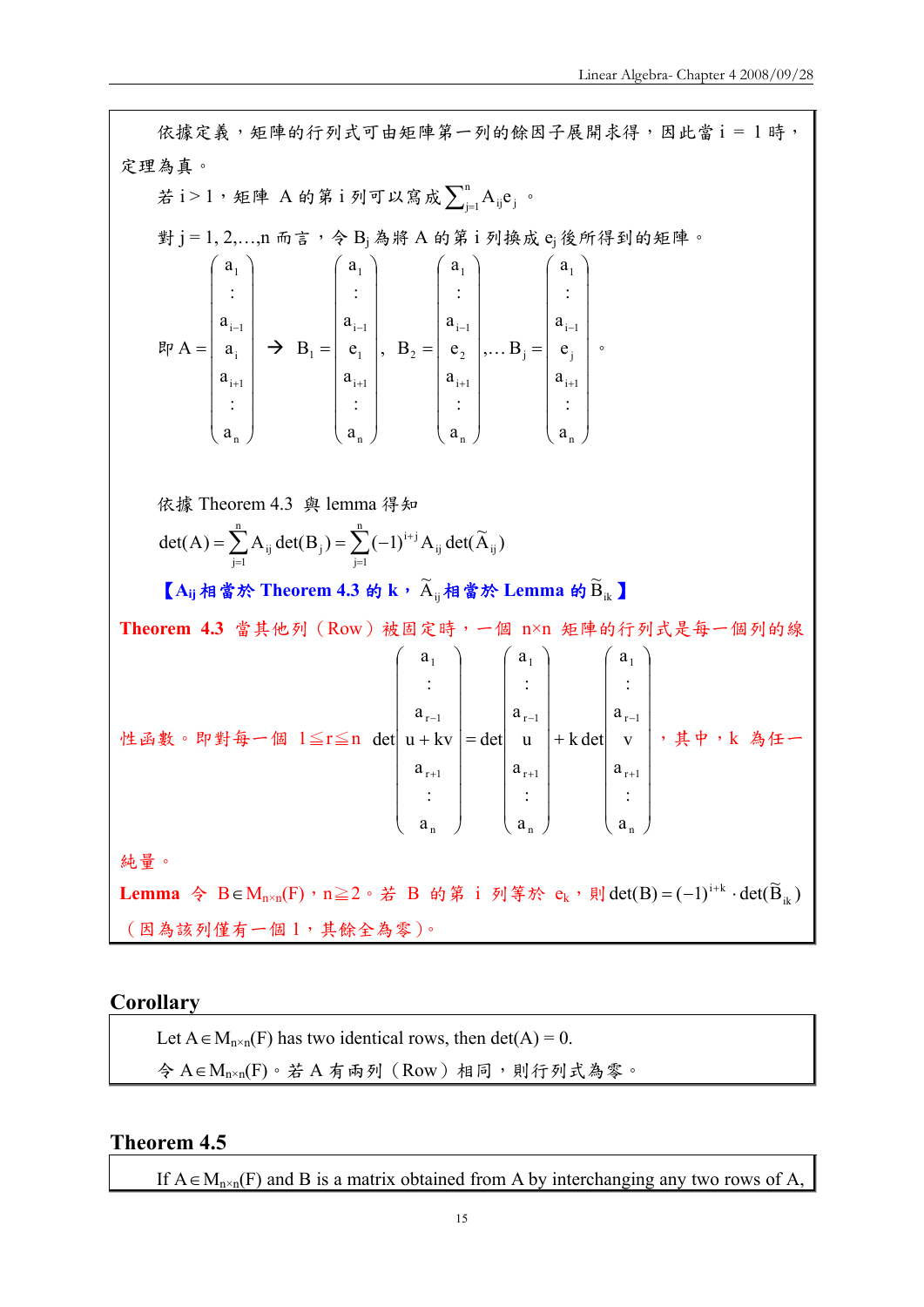依據定義，矩陣的行列式可由矩陣第一列的餘因子展開求得，因此當 i ＝ 1 時，定理為真。

若 $i > 1$，矩陣 A 的第 i 列可以寫成 $\sum_{j=1}^{n} A_{ij} e_j$ 。

對 $j = 1, 2, \ldots, n$ 而言，令 $B_j$ 為將 A 的第 i 列換成 $e_j$ 後所得到的矩陣。

$$\text{即 } A = \begin{pmatrix} a_1 \\ \vdots \\ a_{i-1} \\ a_i \\ a_{i+1} \\ \vdots \\ a_n \end{pmatrix} \rightarrow B_1 = \begin{pmatrix} a_1 \\ \vdots \\ a_{i-1} \\ e_1 \\ a_{i+1} \\ \vdots \\ a_n \end{pmatrix},\ B_2 = \begin{pmatrix} a_1 \\ \vdots \\ a_{i-1} \\ e_2 \\ a_{i+1} \\ \vdots \\ a_n \end{pmatrix}, \ldots B_j = \begin{pmatrix} a_1 \\ \vdots \\ a_{i-1} \\ e_j \\ a_{i+1} \\ \vdots \\ a_n \end{pmatrix}。$$

依據 Theorem 4.3 與 lemma 得知

$$\det(A) = \sum_{j=1}^{n} A_{ij} \det(B_j) = \sum_{j=1}^{n} (-1)^{i+j} A_{ij} \det(\widetilde{A}_{ij})$$

**【$A_{ij}$ 相當於 Theorem 4.3 的 k，$\widetilde{A}_{ij}$ 相當於 Lemma 的 $\widetilde{B}_{ik}$】**

**Theorem 4.3** 當其他列（Row）被固定時，一個 n×n 矩陣的行列式是每一個列的線性函數。即對每一個 $1 \leqq r \leqq n$

$$\det\begin{pmatrix} a_1 \\ \vdots \\ a_{r-1} \\ u + kv \\ a_{r+1} \\ \vdots \\ a_n \end{pmatrix} = \det\begin{pmatrix} a_1 \\ \vdots \\ a_{r-1} \\ u \\ a_{r+1} \\ \vdots \\ a_n \end{pmatrix} + k\det\begin{pmatrix} a_1 \\ \vdots \\ a_{r-1} \\ v \\ a_{r+1} \\ \vdots \\ a_n \end{pmatrix}$$

，其中，k 為任一純量。

**Lemma** 令 $B \in M_{n\times n}(F)$，$n \geqq 2$。若 B 的第 i 列等於 $e_k$，則 $\det(B) = (-1)^{i+k} \cdot \det(\widetilde{B}_{ik})$（因為該列僅有一個 1，其餘全為零）。

## Corollary

Let $A \in M_{n\times n}(F)$ has two identical rows, then $\det(A) = 0$.

令 $A \in M_{n\times n}(F)$。若 A 有兩列（Row）相同，則行列式為零。

## Theorem 4.5

If $A \in M_{n\times n}(F)$ and B is a matrix obtained from A by interchanging any two rows of A,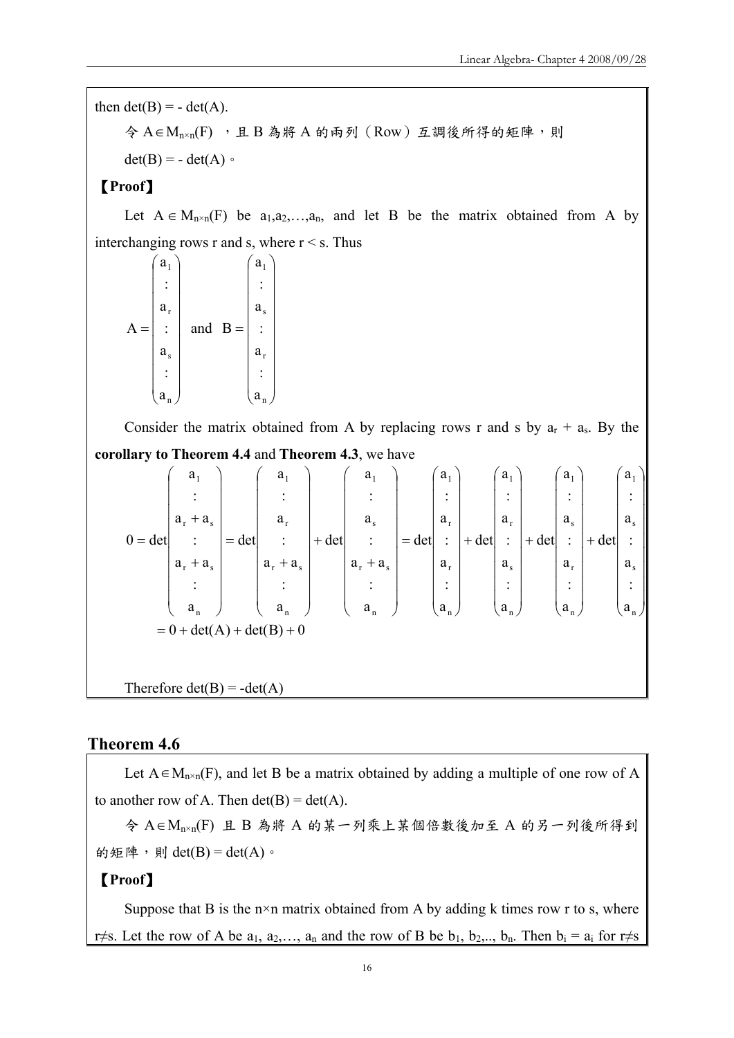then $\det(B) = -\det(A)$.

令 $A \in M_{n\times n}(F)$ ，且 B 為將 A 的兩列（Row）互調後所得的矩陣，則 $\det(B) = -\det(A)$。

**【Proof】**

Let $A \in M_{n\times n}(F)$ be $a_1, a_2, \ldots, a_n$, and let B be the matrix obtained from A by interchanging rows r and s, where r < s. Thus

$$A = \begin{pmatrix} a_1 \\ : \\ a_r \\ : \\ a_s \\ : \\ a_n \end{pmatrix} \quad \text{and} \quad B = \begin{pmatrix} a_1 \\ : \\ a_s \\ : \\ a_r \\ : \\ a_n \end{pmatrix}$$

Consider the matrix obtained from A by replacing rows r and s by $a_r + a_s$. By the **corollary to Theorem 4.4** and **Theorem 4.3**, we have

$$0 = \det\begin{pmatrix} a_1 \\ : \\ a_r + a_s \\ : \\ a_r + a_s \\ : \\ a_n \end{pmatrix} = \det\begin{pmatrix} a_1 \\ : \\ a_r \\ : \\ a_r + a_s \\ : \\ a_n \end{pmatrix} + \det\begin{pmatrix} a_1 \\ : \\ a_s \\ : \\ a_r + a_s \\ : \\ a_n \end{pmatrix} = \det\begin{pmatrix} a_1 \\ : \\ a_r \\ : \\ a_r \\ : \\ a_n \end{pmatrix} + \det\begin{pmatrix} a_1 \\ : \\ a_r \\ : \\ a_s \\ : \\ a_n \end{pmatrix} + \det\begin{pmatrix} a_1 \\ : \\ a_s \\ : \\ a_r \\ : \\ a_n \end{pmatrix} + \det\begin{pmatrix} a_1 \\ : \\ a_s \\ : \\ a_s \\ : \\ a_n \end{pmatrix}$$

$$= 0 + \det(A) + \det(B) + 0$$

Therefore $\det(B) = -\det(A)$

## Theorem 4.6

Let $A \in M_{n\times n}(F)$, and let B be a matrix obtained by adding a multiple of one row of A to another row of A. Then $\det(B) = \det(A)$.

令 $A \in M_{n\times n}(F)$ 且 B 為將 A 的某一列乘上某個倍數後加至 A 的另一列後所得到的矩陣，則 $\det(B) = \det(A)$。

**【Proof】**

Suppose that B is the n×n matrix obtained from A by adding k times row r to s, where $r \neq s$. Let the row of A be $a_1, a_2, \ldots, a_n$ and the row of B be $b_1, b_2, \ldots, b_n$. Then $b_i = a_i$ for $r \neq s$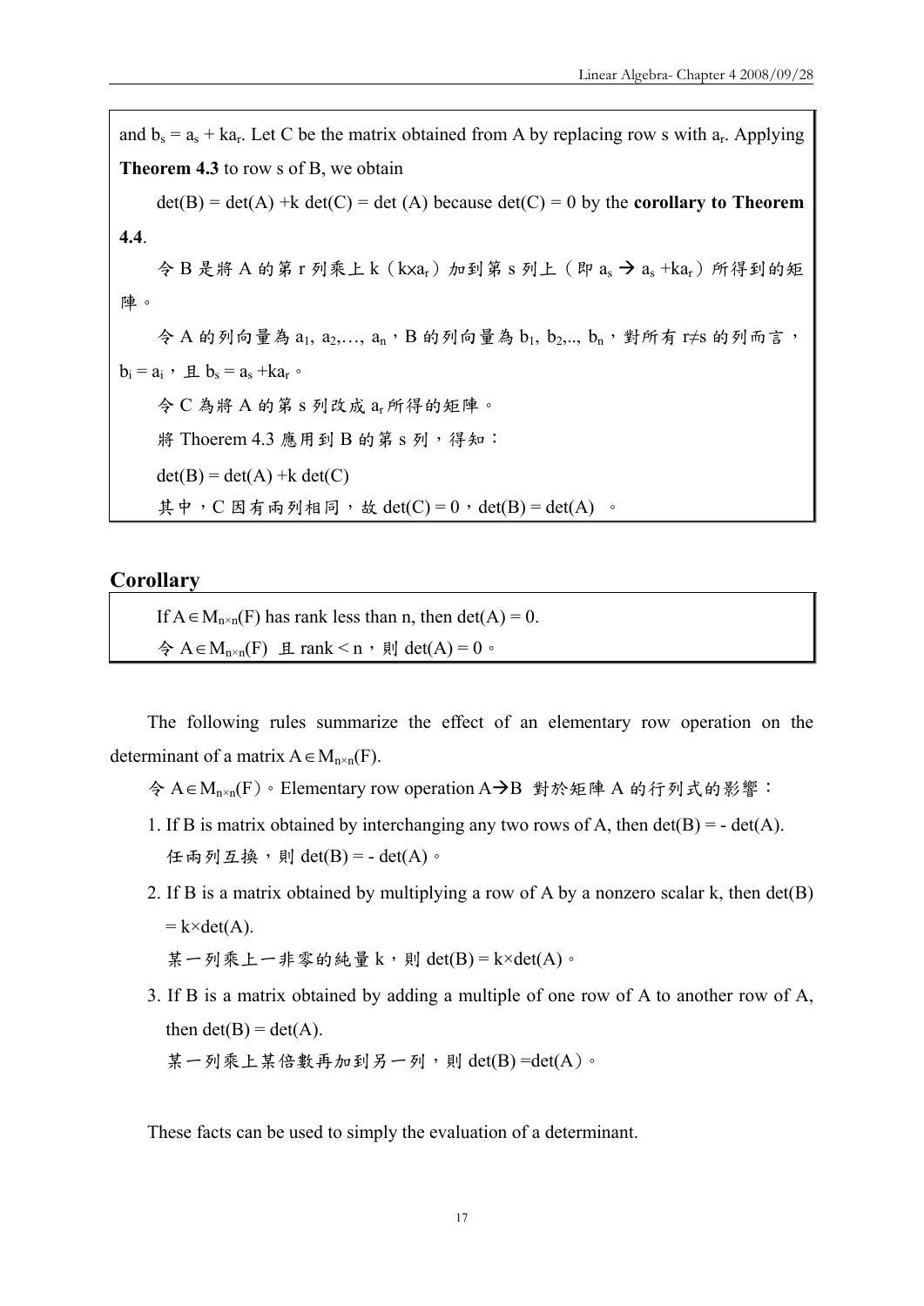and $b_s = a_s + ka_r$. Let C be the matrix obtained from A by replacing row s with $a_r$. Applying **Theorem 4.3** to row s of B, we obtain

det(B) = det(A) +k det(C) = det (A) because det(C) = 0 by the **corollary to Theorem 4.4**.

令 B 是將 A 的第 r 列乘上 k（$k \times a_r$）加到第 s 列上（即 $a_s \rightarrow a_s + ka_r$）所得到的矩陣。

令 A 的列向量為 $a_1, a_2, \ldots, a_n$，B 的列向量為 $b_1, b_2, \ldots, b_n$，對所有 $r \neq s$ 的列而言，$b_i = a_i$，且 $b_s = a_s + ka_r$。

令 C 為將 A 的第 s 列改成 $a_r$ 所得的矩陣。

將 Thoerem 4.3 應用到 B 的第 s 列，得知：

det(B) = det(A) +k det(C)

其中，C 因有兩列相同，故 det(C) = 0，det(B) = det(A) 。

## Corollary

If $A \in M_{n \times n}(F)$ has rank less than n, then det(A) = 0.

令 $A \in M_{n \times n}(F)$ 且 rank < n，則 det(A) = 0。

The following rules summarize the effect of an elementary row operation on the determinant of a matrix $A \in M_{n \times n}(F)$.

令 $A \in M_{n \times n}(F)$。Elementary row operation A→B 對於矩陣 A 的行列式的影響：

1. If B is matrix obtained by interchanging any two rows of A, then det(B) = - det(A).
   任兩列互換，則 det(B) = - det(A)。
2. If B is a matrix obtained by multiplying a row of A by a nonzero scalar k, then det(B) = k×det(A).
   某一列乘上一非零的純量 k，則 det(B) = k×det(A)。
3. If B is a matrix obtained by adding a multiple of one row of A to another row of A, then det(B) = det(A).
   某一列乘上某倍數再加到另一列，則 det(B) =det(A)。

These facts can be used to simply the evaluation of a determinant.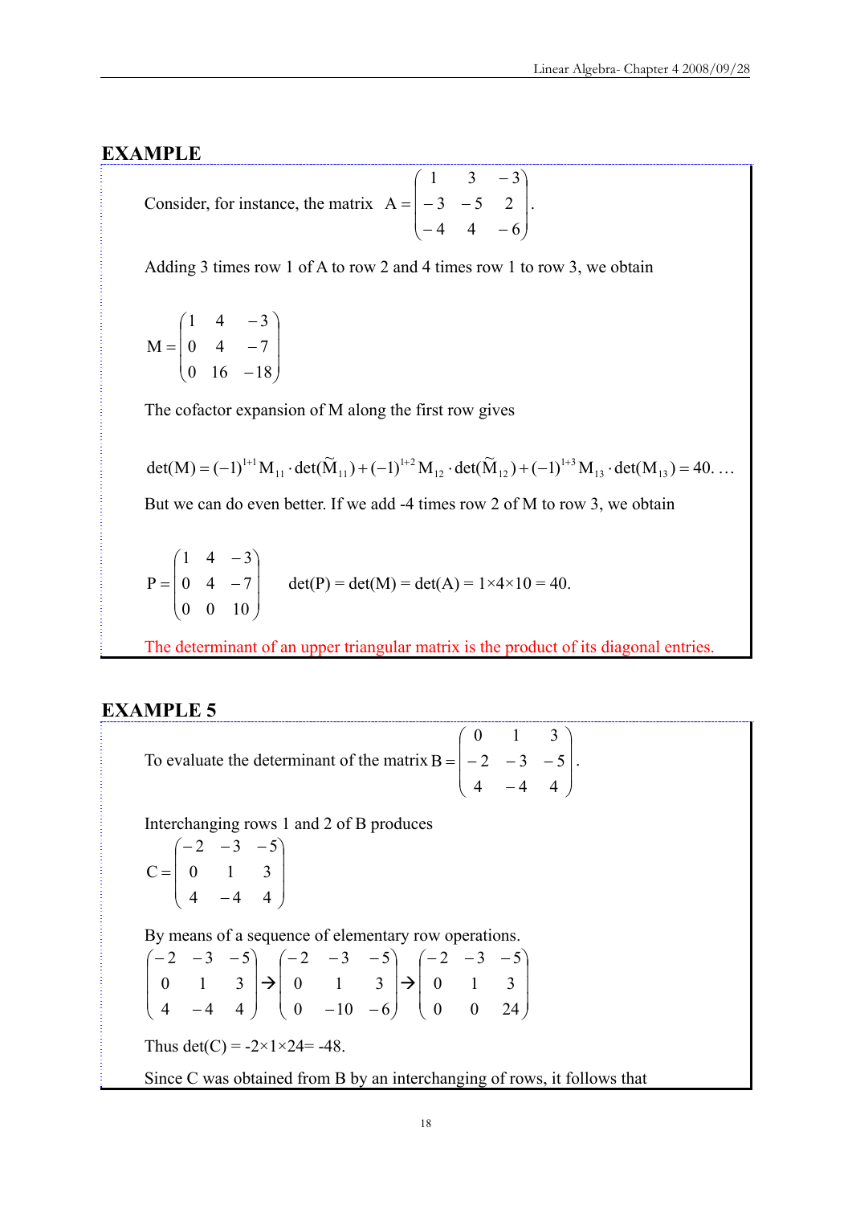## EXAMPLE

Consider, for instance, the matrix $A = \begin{pmatrix} 1 & 3 & -3 \\ -3 & -5 & 2 \\ -4 & 4 & -6 \end{pmatrix}$.

Adding 3 times row 1 of A to row 2 and 4 times row 1 to row 3, we obtain

$$M = \begin{pmatrix} 1 & 4 & -3 \\ 0 & 4 & -7 \\ 0 & 16 & -18 \end{pmatrix}$$

The cofactor expansion of M along the first row gives

$$\det(M) = (-1)^{1+1} M_{11} \cdot \det(\widetilde{M}_{11}) + (-1)^{1+2} M_{12} \cdot \det(\widetilde{M}_{12}) + (-1)^{1+3} M_{13} \cdot \det(M_{13}) = 40. \ldots$$

But we can do even better. If we add -4 times row 2 of M to row 3, we obtain

$$P = \begin{pmatrix} 1 & 4 & -3 \\ 0 & 4 & -7 \\ 0 & 0 & 10 \end{pmatrix} \qquad \det(P) = \det(M) = \det(A) = 1 \times 4 \times 10 = 40.$$

The determinant of an upper triangular matrix is the product of its diagonal entries.

## EXAMPLE 5

To evaluate the determinant of the matrix $B = \begin{vmatrix} 0 & 1 & 3 \\ -2 & -3 & -5 \\ 4 & -4 & 4 \end{vmatrix}$.

Interchanging rows 1 and 2 of B produces

$$C = \begin{pmatrix} -2 & -3 & -5 \\ 0 & 1 & 3 \\ 4 & -4 & 4 \end{pmatrix}$$

By means of a sequence of elementary row operations.

$$\begin{pmatrix} -2 & -3 & -5 \\ 0 & 1 & 3 \\ 4 & -4 & 4 \end{pmatrix} \rightarrow \begin{pmatrix} -2 & -3 & -5 \\ 0 & 1 & 3 \\ 0 & -10 & -6 \end{pmatrix} \rightarrow \begin{pmatrix} -2 & -3 & -5 \\ 0 & 1 & 3 \\ 0 & 0 & 24 \end{pmatrix}$$

Thus $\det(C) = -2 \times 1 \times 24 = -48$.

Since C was obtained from B by an interchanging of rows, it follows that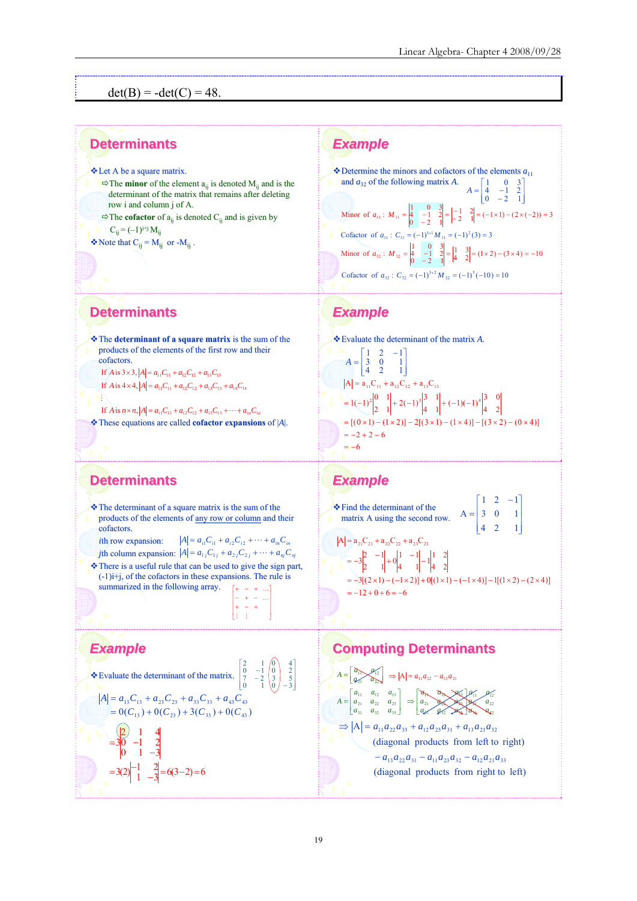det(B) = -det(C) = 48.

## Determinants

- Let A be a square matrix.
  - The **minor** of the element $a_{ij}$ is denoted $M_{ij}$ and is the determinant of the matrix that remains after deleting row i and column j of A.
  - The **cofactor** of $a_{ij}$ is denoted $C_{ij}$ and is given by

    $C_{ij} = (-1)^{i+j} M_{ij}$
- Note that $C_{ij} = M_{ij}$ or $-M_{ij}$ .

## Example

- Determine the minors and cofactors of the elements $a_{11}$ and $a_{32}$ of the following matrix $A$.

$$A = \begin{bmatrix} 1 & 0 & 3 \\ 4 & -1 & 2 \\ 0 & -2 & 1 \end{bmatrix}$$

Minor of $a_{11}$: $M_{11} = \begin{vmatrix} 1 & 0 & 3 \\ 4 & -1 & 2 \\ 0 & -2 & 1 \end{vmatrix} = \begin{vmatrix} -1 & 2 \\ -2 & 1 \end{vmatrix} = (-1\times 1) - (2\times(-2)) = 3$

Cofactor of $a_{11}$: $C_{11} = (-1)^{1+1} M_{11} = (-1)^2(3) = 3$

Minor of $a_{32}$: $M_{32} = \begin{vmatrix} 1 & 0 & 3 \\ 4 & -1 & 2 \\ 0 & -2 & 1 \end{vmatrix} = \begin{vmatrix} 1 & 3 \\ 4 & 2 \end{vmatrix} = (1\times 2) - (3\times 4) = -10$

Cofactor of $a_{32}$: $C_{32} = (-1)^{3+2} M_{32} = (-1)^5(-10) = 10$

## Determinants

- The **determinant of a square matrix** is the sum of the products of the elements of the first row and their cofactors.

  If $A$ is $3\times 3$, $|A| = a_{11}C_{11} + a_{12}C_{12} + a_{13}C_{13}$

  If $A$ is $4\times 4$, $|A| = a_{11}C_{11} + a_{12}C_{12} + a_{13}C_{13} + a_{14}C_{14}$

  $\vdots$

  If $A$ is $n\times n$, $|A| = a_{11}C_{11} + a_{12}C_{12} + a_{13}C_{13} + \cdots + a_{1n}C_{1n}$
- These equations are called **cofactor expansions** of $|A|$.

## Example

- Evaluate the determinant of the matrix $A$.

$$A = \begin{bmatrix} 1 & 2 & -1 \\ 3 & 0 & 1 \\ 4 & 2 & 1 \end{bmatrix}$$

$$|A| = a_{11}C_{11} + a_{12}C_{12} + a_{13}C_{13}$$

$$= 1(-1)^2\begin{vmatrix} 0 & 1 \\ 2 & 1 \end{vmatrix} + 2(-1)^3\begin{vmatrix} 3 & 1 \\ 4 & 1 \end{vmatrix} + (-1)(-1)^4\begin{vmatrix} 3 & 0 \\ 4 & 2 \end{vmatrix}$$

$$= [(0\times 1) - (1\times 2)] - 2[(3\times 1) - (1\times 4)] - [(3\times 2) - (0\times 4)]$$

$$= -2 + 2 - 6$$

$$= -6$$

## Determinants

- The determinant of a square matrix is the sum of the products of the elements of any row or column and their cofactors.

  $i$th row expansion: $|A| = a_{i1}C_{i1} + a_{i2}C_{i2} + \cdots + a_{in}C_{in}$

  $j$th column expansion: $|A| = a_{1j}C_{1j} + a_{2j}C_{2j} + \cdots + a_{nj}C_{nj}$
- There is a useful rule that can be used to give the sign part, $(-1)^{i+j}$, of the cofactors in these expansions. The rule is summarized in the following array.

$$\begin{bmatrix} + & - & + & \cdots \\ - & + & - & \cdots \\ + & - & + & \\ \vdots & \vdots & & \end{bmatrix}$$

## Example

- Find the determinant of the matrix A using the second row.

$$A = \begin{bmatrix} 1 & 2 & -1 \\ 3 & 0 & 1 \\ 4 & 2 & 1 \end{bmatrix}$$

$$|A| = a_{21}C_{21} + a_{22}C_{22} + a_{23}C_{23}$$

$$= -3\begin{vmatrix} 2 & -1 \\ 2 & 1 \end{vmatrix} + 0\begin{vmatrix} 1 & -1 \\ 4 & 1 \end{vmatrix} - 1\begin{vmatrix} 1 & 2 \\ 4 & 2 \end{vmatrix}$$

$$= -3[(2\times 1) - (-1\times 2)] + 0[(1\times 1) - (-1\times 4)] - 1[(1\times 2) - (2\times 4)]$$

$$= -12 + 0 + 6 = -6$$

## Example

- Evaluate the determinant of the matrix.

$$\begin{bmatrix} 2 & 1 & 0 & 4 \\ 0 & -1 & 0 & 2 \\ 7 & -2 & 3 & 5 \\ 0 & 1 & 0 & -3 \end{bmatrix}$$

$$|A| = a_{13}C_{13} + a_{23}C_{23} + a_{33}C_{33} + a_{43}C_{43}$$

$$= 0(C_{13}) + 0(C_{23}) + 3(C_{33}) + 0(C_{43})$$

$$= 3\begin{vmatrix} 2 & 1 & 4 \\ 0 & -1 & 2 \\ 0 & 1 & -3 \end{vmatrix}$$

$$= 3(2)\begin{vmatrix} -1 & 2 \\ 1 & -3 \end{vmatrix} = 6(3-2) = 6$$

## Computing Determinants

$$A = \begin{bmatrix} a_{11} & a_{12} \\ a_{21} & a_{22} \end{bmatrix} \Rightarrow |A| = a_{11}a_{22} - a_{12}a_{21}$$

$$A = \begin{bmatrix} a_{11} & a_{12} & a_{13} \\ a_{21} & a_{22} & a_{23} \\ a_{31} & a_{32} & a_{33} \end{bmatrix} \Rightarrow \begin{bmatrix} a_{11} & a_{12} & a_{13} & a_{11} & a_{12} \\ a_{21} & a_{22} & a_{23} & a_{21} & a_{22} \\ a_{31} & a_{32} & a_{33} & a_{31} & a_{32} \end{bmatrix}$$

$\Rightarrow |A| = a_{11}a_{22}a_{33} + a_{12}a_{23}a_{31} + a_{13}a_{21}a_{32}$

(diagonal products from left to right)

$- a_{13}a_{22}a_{31} - a_{11}a_{23}a_{32} - a_{12}a_{21}a_{33}$

(diagonal products from right to left)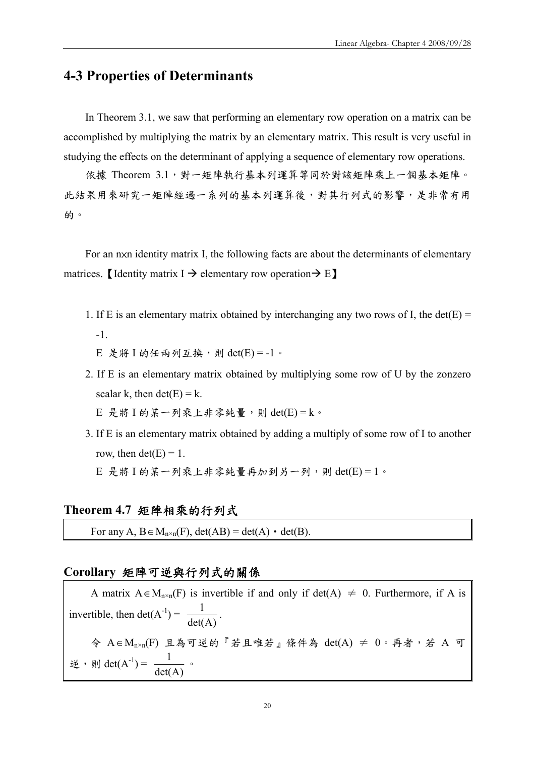## 4-3 Properties of Determinants

In Theorem 3.1, we saw that performing an elementary row operation on a matrix can be accomplished by multiplying the matrix by an elementary matrix. This result is very useful in studying the effects on the determinant of applying a sequence of elementary row operations.

依據 Theorem 3.1，對一矩陣執行基本列運算等同於對該矩陣乘上一個基本矩陣。此結果用來研究一矩陣經過一系列的基本列運算後，對其行列式的影響，是非常有用的。

For an n×n identity matrix I, the following facts are about the determinants of elementary matrices.【Identity matrix I → elementary row operation→ E】

1. If E is an elementary matrix obtained by interchanging any two rows of I, the det(E) = -1.

   E 是將 I 的任兩列互換，則 det(E) = -1。

2. If E is an elementary matrix obtained by multiplying some row of U by the zonzero scalar k, then det(E) = k.

   E 是將 I 的某一列乘上非零純量，則 det(E) = k。

3. If E is an elementary matrix obtained by adding a multiply of some row of I to another row, then det(E) = 1.

   E 是將 I 的某一列乘上非零純量再加到另一列，則 det(E) = 1。

### Theorem 4.7 矩陣相乘的行列式

For any A, $B \in M_{n\times n}(F)$, $\det(AB) = \det(A) \cdot \det(B)$.

### Corollary 矩陣可逆與行列式的關係

A matrix $A \in M_{n\times n}(F)$ is invertible if and only if $\det(A) \neq 0$. Furthermore, if A is invertible, then $\det(A^{-1}) = \dfrac{1}{\det(A)}$.

令 $A \in M_{n\times n}(F)$ 且為可逆的『若且唯若』條件為 $\det(A) \neq 0$。再者，若 A 可逆，則 $\det(A^{-1}) = \dfrac{1}{\det(A)}$。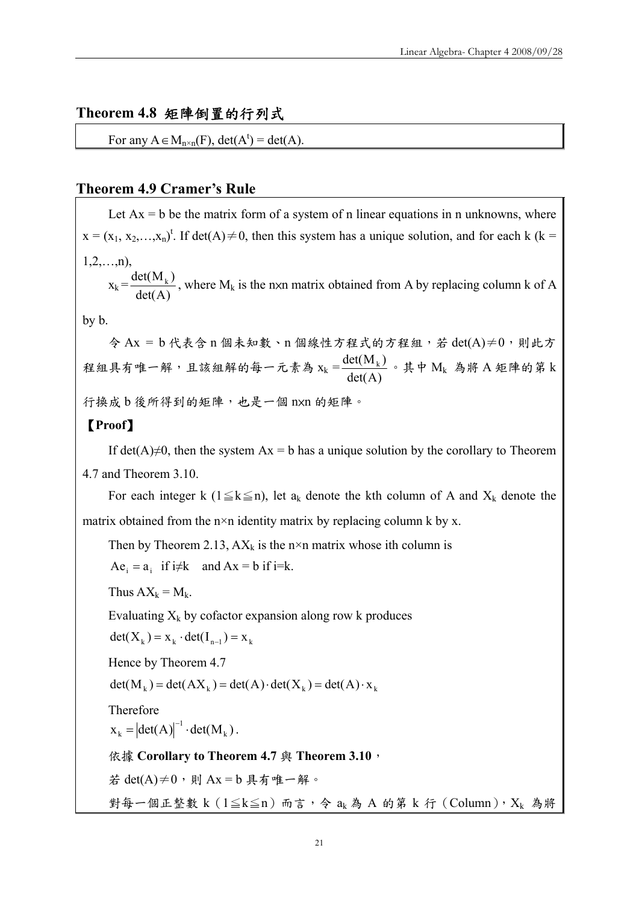## Theorem 4.8 矩陣倒置的行列式

For any $A \in M_{n\times n}(F)$, $\det(A^t) = \det(A)$.

## Theorem 4.9 Cramer's Rule

Let $Ax = b$ be the matrix form of a system of n linear equations in n unknowns, where $x = (x_1, x_2, \ldots, x_n)^t$. If $\det(A) \neq 0$, then this system has a unique solution, and for each k (k = 1,2,…,n),

$x_k = \dfrac{\det(M_k)}{\det(A)}$, where $M_k$ is the n×n matrix obtained from A by replacing column k of A by b.

令 Ax = b 代表含 n 個未知數、n 個線性方程式的方程組，若 $\det(A) \neq 0$，則此方程組具有唯一解，且該組解的每一元素為 $x_k = \dfrac{\det(M_k)}{\det(A)}$。其中 $M_k$ 為將 A 矩陣的第 k 行換成 b 後所得到的矩陣，也是一個 n×n 的矩陣。

**【Proof】**

If $\det(A) \neq 0$, then the system $Ax = b$ has a unique solution by the corollary to Theorem 4.7 and Theorem 3.10.

For each integer k ($1 \leqq k \leqq n$), let $a_k$ denote the kth column of A and $X_k$ denote the matrix obtained from the n×n identity matrix by replacing column k by x.

Then by Theorem 2.13, $AX_k$ is the n×n matrix whose ith column is

$Ae_i = a_i$ if $i \neq k$ and $Ax = b$ if $i = k$.

Thus $AX_k = M_k$.

Evaluating $X_k$ by cofactor expansion along row k produces

$\det(X_k) = x_k \cdot \det(I_{n-1}) = x_k$

Hence by Theorem 4.7

$\det(M_k) = \det(AX_k) = \det(A) \cdot \det(X_k) = \det(A) \cdot x_k$

Therefore

$x_k = |\det(A)|^{-1} \cdot \det(M_k)$.

依據 **Corollary to Theorem 4.7** 與 **Theorem 3.10**，

若 $\det(A) \neq 0$，則 Ax = b 具有唯一解。

對每一個正整數 k（$1 \leqq k \leqq n$）而言，令 $a_k$ 為 A 的第 k 行（Column），$X_k$ 為將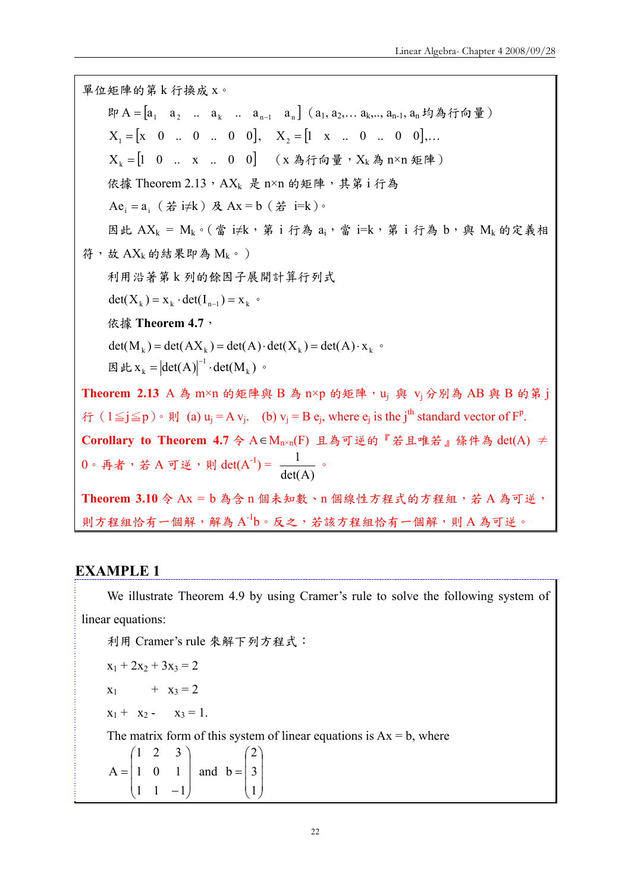單位矩陣的第 k 行換成 x。

即 $A = [a_1 \quad a_2 \quad .. \quad a_k \quad .. \quad a_{n-1} \quad a_n]$（$a_1, a_2, \ldots a_k, \ldots, a_{n-1}, a_n$ 均為行向量）

$X_1 = [x \quad 0 \quad .. \quad 0 \quad .. \quad 0 \quad 0]$, $X_2 = [1 \quad x \quad .. \quad 0 \quad .. \quad 0 \quad 0], \ldots$

$X_k = [1 \quad 0 \quad .. \quad x \quad .. \quad 0 \quad 0]$ （x 為行向量，$X_k$ 為 n×n 矩陣）

依據 Theorem 2.13，$AX_k$ 是 n×n 的矩陣，其第 i 行為

$Ae_i = a_i$（若 $i \neq k$）及 $Ax = b$（若 $i=k$）。

因此 $AX_k = M_k$。（當 $i \neq k$，第 i 行為 $a_i$，當 $i=k$，第 i 行為 b，與 $M_k$ 的定義相符，故 $AX_k$ 的結果即為 $M_k$。）

利用沿著第 k 列的餘因子展開計算行列式

$\det(X_k) = x_k \cdot \det(I_{n-1}) = x_k$。

依據 **Theorem 4.7**，

$\det(M_k) = \det(AX_k) = \det(A) \cdot \det(X_k) = \det(A) \cdot x_k$。

因此 $x_k = |\det(A)|^{-1} \cdot \det(M_k)$。

**Theorem 2.13** A 為 m×n 的矩陣與 B 為 n×p 的矩陣，$u_j$ 與 $v_j$ 分別為 AB 與 B 的第 j 行（$1 \leqq j \leqq p$）。則 (a) $u_j = A\,v_j$. (b) $v_j = B\,e_j$, where $e_j$ is the $j^{th}$ standard vector of $F^p$.

**Corollary to Theorem 4.7** 令 $A \in M_{n\times n}(F)$ 且為可逆的『若且唯若』條件為 $\det(A) \neq 0$。再者，若 A 可逆，則 $\det(A^{-1}) = \dfrac{1}{\det(A)}$。

**Theorem 3.10** 令 $Ax = b$ 為含 n 個未知數、n 個線性方程式的方程組，若 A 為可逆，則方程組恰有一個解，解為 $A^{-1}b$。反之，若該方程組恰有一個解，則 A 為可逆。

## EXAMPLE 1

We illustrate Theorem 4.9 by using Cramer's rule to solve the following system of linear equations:

利用 Cramer's rule 來解下列方程式：

$x_1 + 2x_2 + 3x_3 = 2$

$x_1 \qquad + x_3 = 2$

$x_1 + x_2 - x_3 = 1.$

The matrix form of this system of linear equations is $Ax = b$, where

$$A = \begin{pmatrix} 1 & 2 & 3 \\ 1 & 0 & 1 \\ 1 & 1 & -1 \end{pmatrix} \text{ and } b = \begin{pmatrix} 2 \\ 3 \\ 1 \end{pmatrix}$$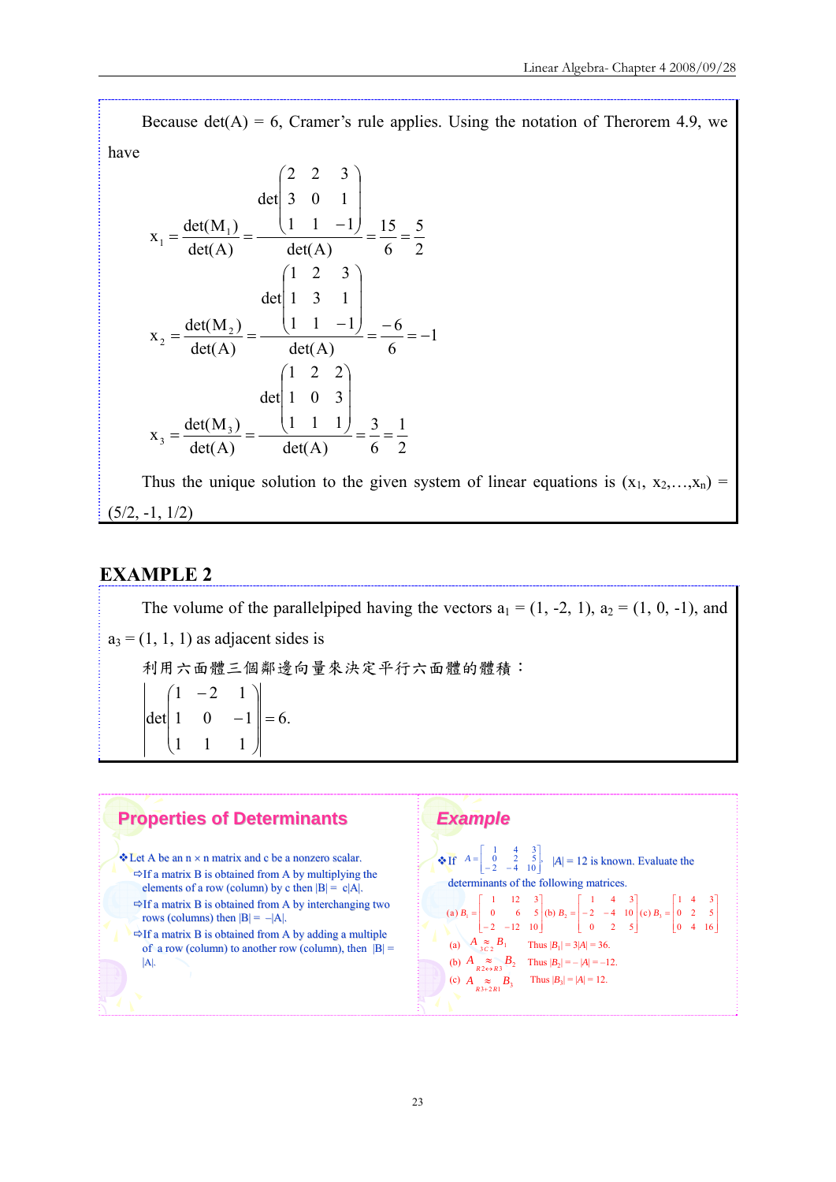Because det(A) = 6, Cramer's rule applies. Using the notation of Therorem 4.9, we have

$$x_1 = \frac{\det(M_1)}{\det(A)} = \frac{\det\begin{pmatrix} 2 & 2 & 3 \\ 3 & 0 & 1 \\ 1 & 1 & -1 \end{pmatrix}}{\det(A)} = \frac{15}{6} = \frac{5}{2}$$

$$x_2 = \frac{\det(M_2)}{\det(A)} = \frac{\det\begin{pmatrix} 1 & 2 & 3 \\ 1 & 3 & 1 \\ 1 & 1 & -1 \end{pmatrix}}{\det(A)} = \frac{-6}{6} = -1$$

$$x_3 = \frac{\det(M_3)}{\det(A)} = \frac{\det\begin{pmatrix} 1 & 2 & 2 \\ 1 & 0 & 3 \\ 1 & 1 & 1 \end{pmatrix}}{\det(A)} = \frac{3}{6} = \frac{1}{2}$$

Thus the unique solution to the given system of linear equations is $(x_1, x_2, \ldots, x_n) = (5/2, -1, 1/2)$

## EXAMPLE 2

The volume of the parallelpiped having the vectors $a_1 = (1, -2, 1)$, $a_2 = (1, 0, -1)$, and $a_3 = (1, 1, 1)$ as adjacent sides is

利用六面體三個鄰邊向量來決定平行六面體的體積：

$$\left| \det\begin{pmatrix} 1 & -2 & 1 \\ 1 & 0 & -1 \\ 1 & 1 & 1 \end{pmatrix} \right| = 6.$$

### Properties of Determinants

- Let A be an n × n matrix and c be a nonzero scalar.
  - If a matrix B is obtained from A by multiplying the elements of a row (column) by c then $|B| = c|A|$.
  - If a matrix B is obtained from A by interchanging two rows (columns) then $|B| = -|A|$.
  - If a matrix B is obtained from A by adding a multiple of a row (column) to another row (column), then $|B| = |A|$.

### Example

- If $A = \begin{bmatrix} 1 & 4 & 3 \\ 0 & 2 & 5 \\ -2 & -4 & 10 \end{bmatrix}$, $|A| = 12$ is known. Evaluate the determinants of the following matrices.

(a) $B_1 = \begin{bmatrix} 1 & 12 & 3 \\ 0 & 6 & 5 \\ -2 & -12 & 10 \end{bmatrix}$ (b) $B_2 = \begin{bmatrix} 1 & 4 & 3 \\ -2 & -4 & 10 \\ 0 & 2 & 5 \end{bmatrix}$ (c) $B_3 = \begin{bmatrix} 1 & 4 & 3 \\ 0 & 2 & 5 \\ 0 & 4 & 16 \end{bmatrix}$

(a) $A \underset{3C2}{\approx} B_1$ Thus $|B_1| = 3|A| = 36$.

(b) $A \underset{R2 \leftrightarrow R3}{\approx} B_2$ Thus $|B_2| = -|A| = -12$.

(c) $A \underset{R3+2R1}{\approx} B_3$ Thus $|B_3| = |A| = 12$.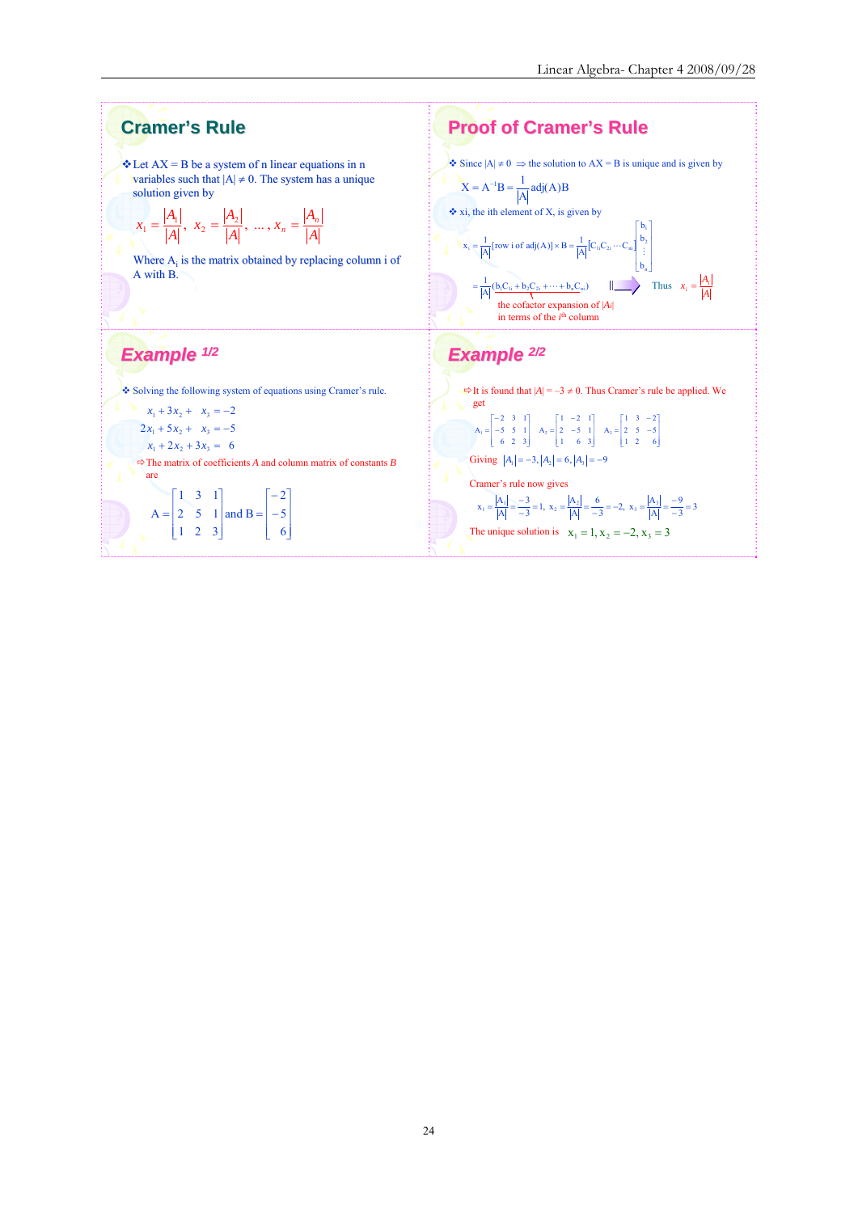## Cramer's Rule

❖ Let AX = B be a system of n linear equations in n variables such that $|A| \neq 0$. The system has a unique solution given by

$$x_1 = \frac{|A_1|}{|A|},\ x_2 = \frac{|A_2|}{|A|},\ \ldots,\ x_n = \frac{|A_n|}{|A|}$$

Where $A_i$ is the matrix obtained by replacing column i of A with B.

## Proof of Cramer's Rule

❖ Since $|A| \neq 0 \Rightarrow$ the solution to AX = B is unique and is given by

$$X = A^{-1}B = \frac{1}{|A|}\text{adj}(A)B$$

❖ xi, the ith element of X, is given by

$$x_i = \frac{1}{|A|}[\text{row i of adj}(A)] \times B = \frac{1}{|A|}[C_{1i} C_{2i} \cdots C_{ni}]\begin{bmatrix} b_1 \\ b_2 \\ \vdots \\ b_n \end{bmatrix}$$

$$= \frac{1}{|A|}(b_1C_{1i} + b_2C_{2i} + \cdots + b_nC_{ni})$$

the cofactor expansion of $|A_i|$ in terms of the $i^{th}$ column

Thus $x_i = \frac{|A_i|}{|A|}$

## Example 1/2

❖ Solving the following system of equations using Cramer's rule.

$$\begin{aligned} x_1 + 3x_2 + \ \ x_3 &= -2 \\ 2x_1 + 5x_2 + \ \ x_3 &= -5 \\ x_1 + 2x_2 + 3x_3 &= \ \ 6 \end{aligned}$$

⇨ The matrix of coefficients A and column matrix of constants B are

$$A = \begin{bmatrix} 1 & 3 & 1 \\ 2 & 5 & 1 \\ 1 & 2 & 3 \end{bmatrix} \text{ and } B = \begin{bmatrix} -2 \\ -5 \\ 6 \end{bmatrix}$$

## Example 2/2

⇨ It is found that $|A| = -3 \neq 0$. Thus Cramer's rule be applied. We get

$$A_1 = \begin{bmatrix} -2 & 3 & 1 \\ -5 & 5 & 1 \\ 6 & 2 & 3 \end{bmatrix} \quad A_2 = \begin{bmatrix} 1 & -2 & 1 \\ 2 & -5 & 1 \\ 1 & 6 & 3 \end{bmatrix} \quad A_3 = \begin{bmatrix} 1 & 3 & -2 \\ 2 & 5 & -5 \\ 1 & 2 & 6 \end{bmatrix}$$

Giving $|A_1| = -3, |A_2| = 6, |A_3| = -9$

Cramer's rule now gives

$$x_1 = \frac{|A_1|}{|A|} = \frac{-3}{-3} = 1,\ x_2 = \frac{|A_2|}{|A|} = \frac{6}{-3} = -2,\ x_3 = \frac{|A_3|}{|A|} = \frac{-9}{-3} = 3$$

The unique solution is $x_1 = 1, x_2 = -2, x_3 = 3$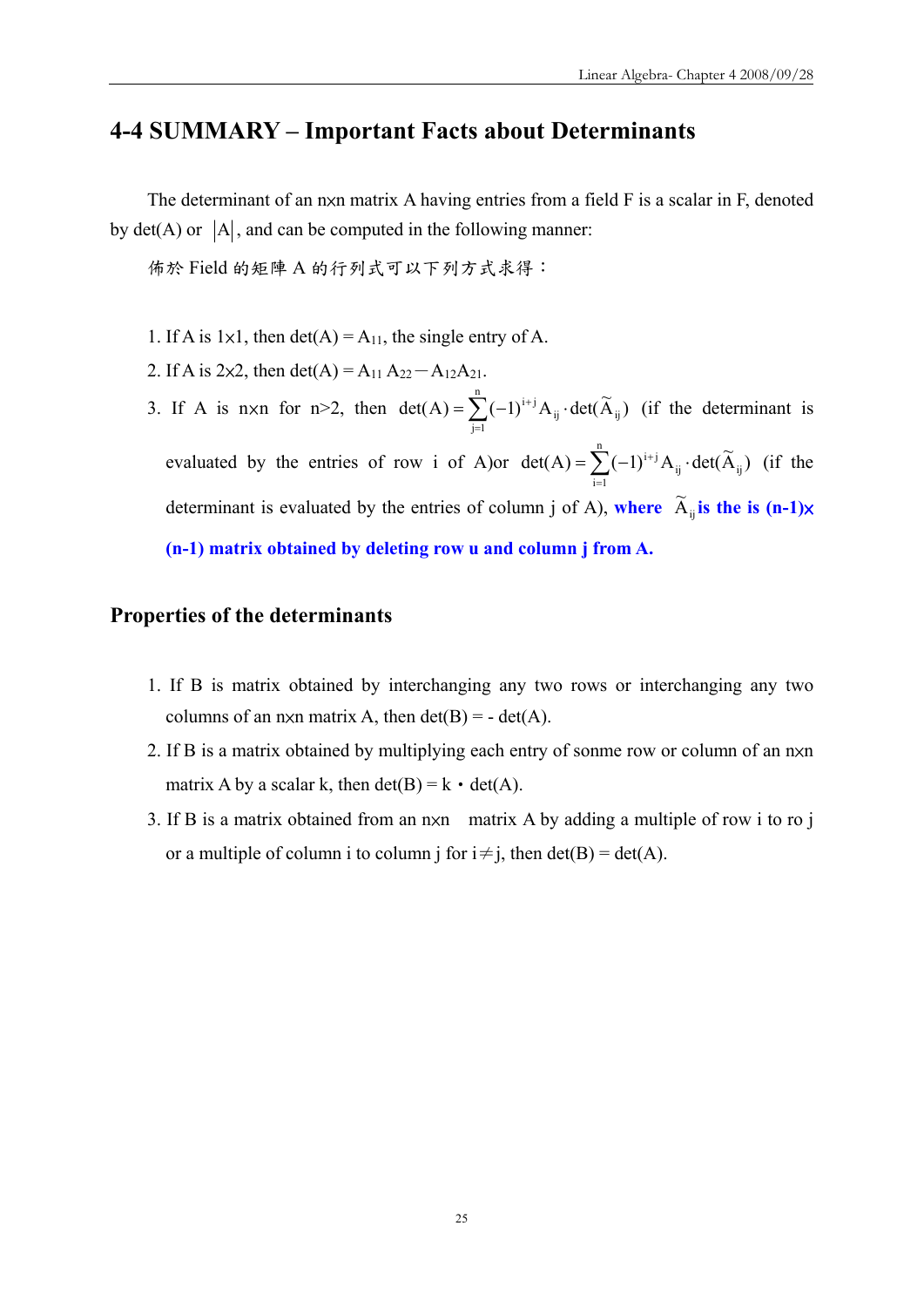## 4-4 SUMMARY – Important Facts about Determinants

The determinant of an n×n matrix A having entries from a field F is a scalar in F, denoted by det(A) or $|A|$, and can be computed in the following manner:

佈於 Field 的矩陣 A 的行列式可以下列方式求得：

1. If A is 1×1, then det(A) = $A_{11}$, the single entry of A.
2. If A is 2×2, then det(A) = $A_{11} A_{22} - A_{12}A_{21}$.
3. If A is n×n for n>2, then $\det(A) = \sum_{j=1}^{n} (-1)^{i+j} A_{ij} \cdot \det(\tilde{A}_{ij})$ (if the determinant is evaluated by the entries of row i of A)or $\det(A) = \sum_{i=1}^{n} (-1)^{i+j} A_{ij} \cdot \det(\tilde{A}_{ij})$ (if the determinant is evaluated by the entries of column j of A), **where $\tilde{A}_{ij}$ is the is (n-1)× (n-1) matrix obtained by deleting row u and column j from A.**

### Properties of the determinants

1. If B is matrix obtained by interchanging any two rows or interchanging any two columns of an n×n matrix A, then det(B) = - det(A).
2. If B is a matrix obtained by multiplying each entry of sonme row or column of an n×n matrix A by a scalar k, then det(B) = k・det(A).
3. If B is a matrix obtained from an n×n matrix A by adding a multiple of row i to ro j or a multiple of column i to column j for i≠j, then det(B) = det(A).